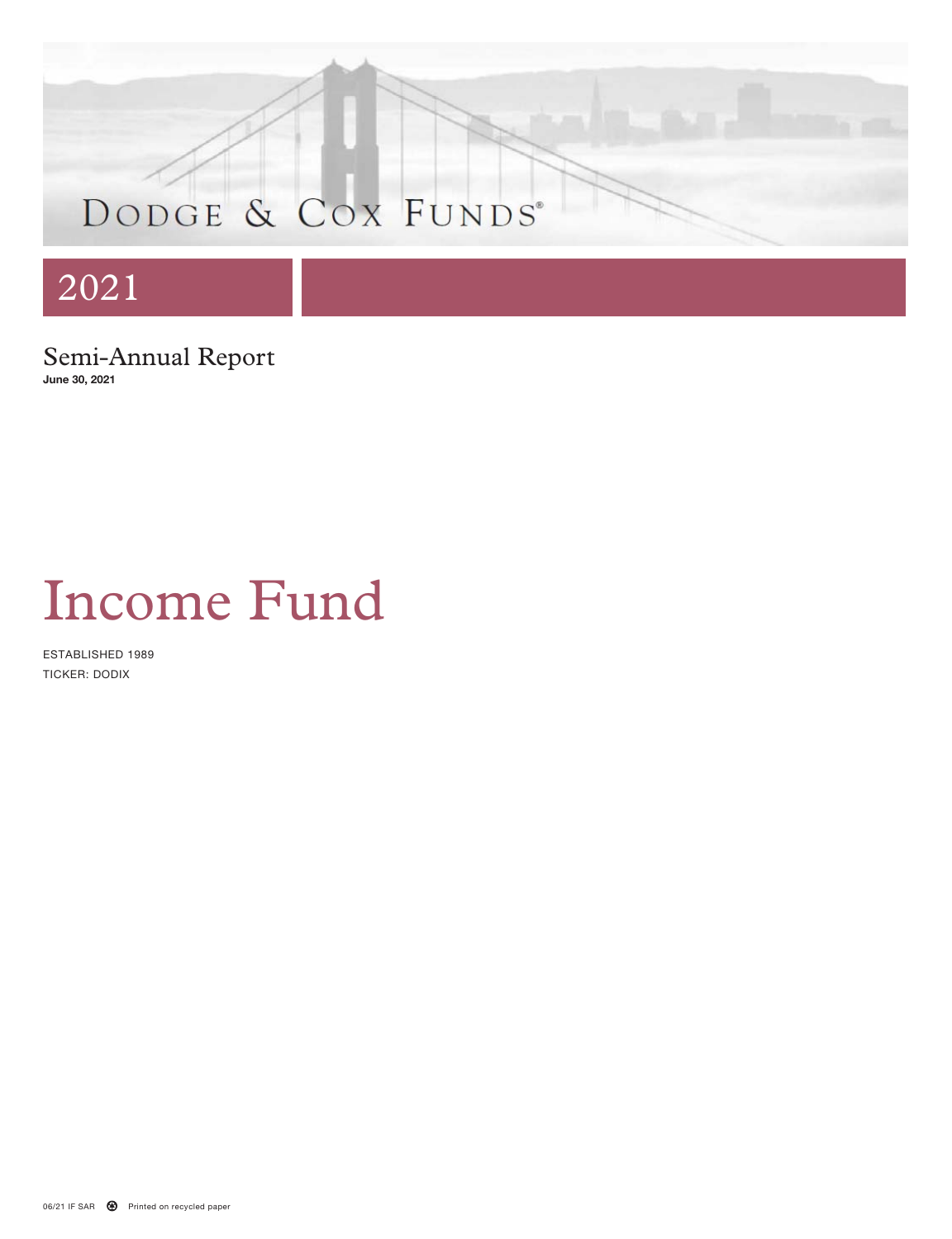DODGE & COX FUNDS®

2021

Semi-Annual Report

**June 30, 2021**

# Income Fund

ESTABLISHED 1989

TICKER: DODIX

06/21 IF SAR Printed on recycled paper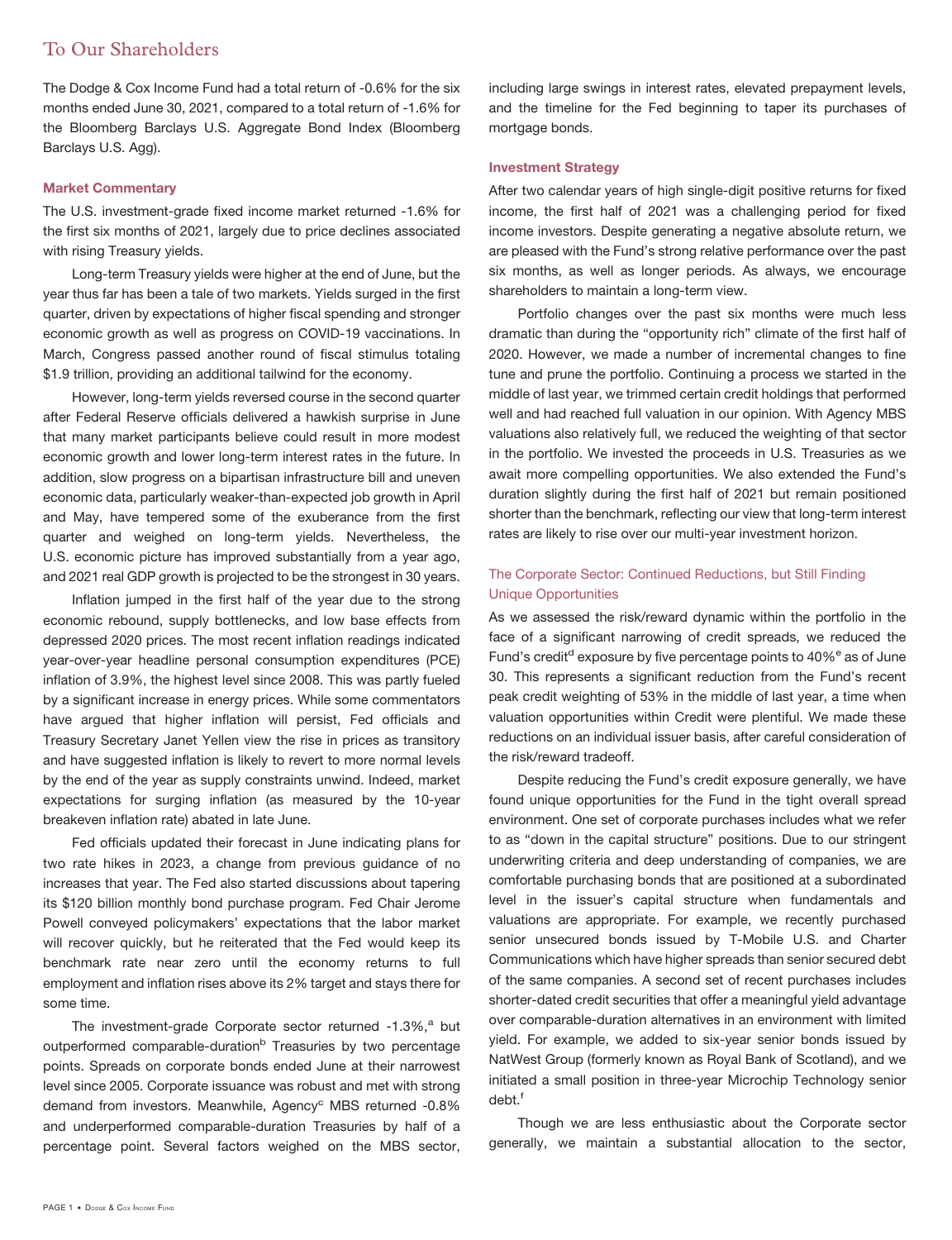## To Our Shareholders

The Dodge & Cox Income Fund had a total return of -0.6% for the six months ended June 30, 2021, compared to a total return of -1.6% for the Bloomberg Barclays U.S. Aggregate Bond Index (Bloomberg Barclays U.S. Agg).

### Market Commentary

The U.S. investment-grade fixed income market returned -1.6% for the first six months of 2021, largely due to price declines associated with rising Treasury yields.

Long-term Treasury yields were higher at the end of June, but the year thus far has been a tale of two markets. Yields surged in the first quarter, driven by expectations of higher fiscal spending and stronger economic growth as well as progress on COVID-19 vaccinations. In March, Congress passed another round of fiscal stimulus totaling $1.9 trillion, providing an additional tailwind for the economy.

However, long-term yields reversed course in the second quarter after Federal Reserve officials delivered a hawkish surprise in June that many market participants believe could result in more modest economic growth and lower long-term interest rates in the future. In addition, slow progress on a bipartisan infrastructure bill and uneven economic data, particularly weaker-than-expected job growth in April and May, have tempered some of the exuberance from the first quarter and weighed on long-term yields. Nevertheless, the U.S. economic picture has improved substantially from a year ago, and 2021 real GDP growth is projected to be the strongest in 30 years.

Inflation jumped in the first half of the year due to the strong economic rebound, supply bottlenecks, and low base effects from depressed 2020 prices. The most recent inflation readings indicated year-over-year headline personal consumption expenditures (PCE) inflation of 3.9%, the highest level since 2008. This was partly fueled by a significant increase in energy prices. While some commentators have argued that higher inflation will persist, Fed officials and Treasury Secretary Janet Yellen view the rise in prices as transitory and have suggested inflation is likely to revert to more normal levels by the end of the year as supply constraints unwind. Indeed, market expectations for surging inflation (as measured by the 10-year breakeven inflation rate) abated in late June.

Fed officials updated their forecast in June indicating plans for two rate hikes in 2023, a change from previous guidance of no increases that year. The Fed also started discussions about tapering its $120 billion monthly bond purchase program. Fed Chair Jerome Powell conveyed policymakers' expectations that the labor market will recover quickly, but he reiterated that the Fed would keep its benchmark rate near zero until the economy returns to full employment and inflation rises above its 2% target and stays there for some time.

The investment-grade Corporate sector returned -1.3%,[a] but outperformed comparable-duration[b] Treasuries by two percentage points. Spreads on corporate bonds ended June at their narrowest level since 2005. Corporate issuance was robust and met with strong demand from investors. Meanwhile, Agency[c] MBS returned -0.8% and underperformed comparable-duration Treasuries by half of a percentage point. Several factors weighed on the MBS sector, including large swings in interest rates, elevated prepayment levels, and the timeline for the Fed beginning to taper its purchases of mortgage bonds.

### Investment Strategy

After two calendar years of high single-digit positive returns for fixed income, the first half of 2021 was a challenging period for fixed income investors. Despite generating a negative absolute return, we are pleased with the Fund's strong relative performance over the past six months, as well as longer periods. As always, we encourage shareholders to maintain a long-term view.

Portfolio changes over the past six months were much less dramatic than during the "opportunity rich" climate of the first half of 2020. However, we made a number of incremental changes to fine tune and prune the portfolio. Continuing a process we started in the middle of last year, we trimmed certain credit holdings that performed well and had reached full valuation in our opinion. With Agency MBS valuations also relatively full, we reduced the weighting of that sector in the portfolio. We invested the proceeds in U.S. Treasuries as we await more compelling opportunities. We also extended the Fund's duration slightly during the first half of 2021 but remain positioned shorter than the benchmark, reflecting our view that long-term interest rates are likely to rise over our multi-year investment horizon.

### The Corporate Sector: Continued Reductions, but Still Finding Unique Opportunities

As we assessed the risk/reward dynamic within the portfolio in the face of a significant narrowing of credit spreads, we reduced the Fund's credit[d] exposure by five percentage points to 40%[e] as of June 30. This represents a significant reduction from the Fund's recent peak credit weighting of 53% in the middle of last year, a time when valuation opportunities within Credit were plentiful. We made these reductions on an individual issuer basis, after careful consideration of the risk/reward tradeoff.

Despite reducing the Fund's credit exposure generally, we have found unique opportunities for the Fund in the tight overall spread environment. One set of corporate purchases includes what we refer to as "down in the capital structure" positions. Due to our stringent underwriting criteria and deep understanding of companies, we are comfortable purchasing bonds that are positioned at a subordinated level in the issuer's capital structure when fundamentals and valuations are appropriate. For example, we recently purchased senior unsecured bonds issued by T-Mobile U.S. and Charter Communications which have higher spreads than senior secured debt of the same companies. A second set of recent purchases includes shorter-dated credit securities that offer a meaningful yield advantage over comparable-duration alternatives in an environment with limited yield. For example, we added to six-year senior bonds issued by NatWest Group (formerly known as Royal Bank of Scotland), and we initiated a small position in three-year Microchip Technology senior debt.[f]

Though we are less enthusiastic about the Corporate sector generally, we maintain a substantial allocation to the sector,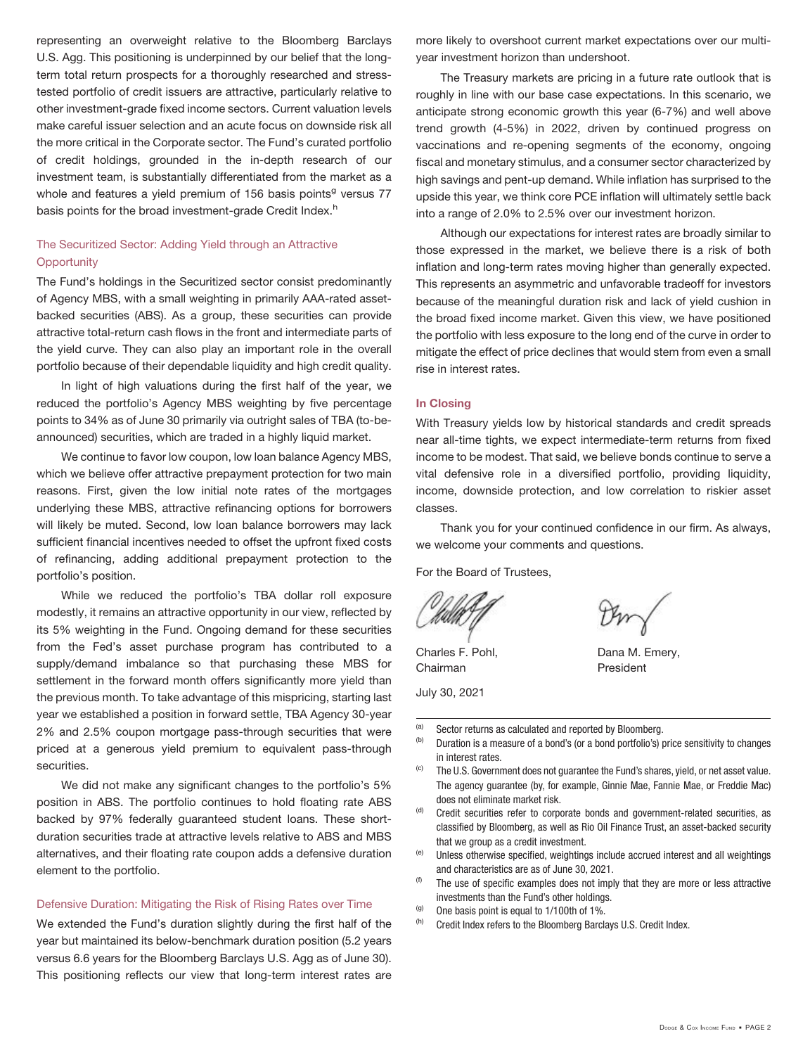representing an overweight relative to the Bloomberg Barclays U.S. Agg. This positioning is underpinned by our belief that the long-term total return prospects for a thoroughly researched and stress-tested portfolio of credit issuers are attractive, particularly relative to other investment-grade fixed income sectors. Current valuation levels make careful issuer selection and an acute focus on downside risk all the more critical in the Corporate sector. The Fund's curated portfolio of credit holdings, grounded in the in-depth research of our investment team, is substantially differentiated from the market as a whole and features a yield premium of 156 basis points[g] versus 77 basis points for the broad investment-grade Credit Index.[h]

### The Securitized Sector: Adding Yield through an Attractive Opportunity

The Fund's holdings in the Securitized sector consist predominantly of Agency MBS, with a small weighting in primarily AAA-rated asset-backed securities (ABS). As a group, these securities can provide attractive total-return cash flows in the front and intermediate parts of the yield curve. They can also play an important role in the overall portfolio because of their dependable liquidity and high credit quality.

In light of high valuations during the first half of the year, we reduced the portfolio's Agency MBS weighting by five percentage points to 34% as of June 30 primarily via outright sales of TBA (to-be-announced) securities, which are traded in a highly liquid market.

We continue to favor low coupon, low loan balance Agency MBS, which we believe offer attractive prepayment protection for two main reasons. First, given the low initial note rates of the mortgages underlying these MBS, attractive refinancing options for borrowers will likely be muted. Second, low loan balance borrowers may lack sufficient financial incentives needed to offset the upfront fixed costs of refinancing, adding additional prepayment protection to the portfolio's position.

While we reduced the portfolio's TBA dollar roll exposure modestly, it remains an attractive opportunity in our view, reflected by its 5% weighting in the Fund. Ongoing demand for these securities from the Fed's asset purchase program has contributed to a supply/demand imbalance so that purchasing these MBS for settlement in the forward month offers significantly more yield than the previous month. To take advantage of this mispricing, starting last year we established a position in forward settle, TBA Agency 30-year 2% and 2.5% coupon mortgage pass-through securities that were priced at a generous yield premium to equivalent pass-through securities.

We did not make any significant changes to the portfolio's 5% position in ABS. The portfolio continues to hold floating rate ABS backed by 97% federally guaranteed student loans. These short-duration securities trade at attractive levels relative to ABS and MBS alternatives, and their floating rate coupon adds a defensive duration element to the portfolio.

### Defensive Duration: Mitigating the Risk of Rising Rates over Time

We extended the Fund's duration slightly during the first half of the year but maintained its below-benchmark duration position (5.2 years versus 6.6 years for the Bloomberg Barclays U.S. Agg as of June 30). This positioning reflects our view that long-term interest rates are more likely to overshoot current market expectations over our multi-year investment horizon than undershoot.

The Treasury markets are pricing in a future rate outlook that is roughly in line with our base case expectations. In this scenario, we anticipate strong economic growth this year (6-7%) and well above trend growth (4-5%) in 2022, driven by continued progress on vaccinations and re-opening segments of the economy, ongoing fiscal and monetary stimulus, and a consumer sector characterized by high savings and pent-up demand. While inflation has surprised to the upside this year, we think core PCE inflation will ultimately settle back into a range of 2.0% to 2.5% over our investment horizon.

Although our expectations for interest rates are broadly similar to those expressed in the market, we believe there is a risk of both inflation and long-term rates moving higher than generally expected. This represents an asymmetric and unfavorable tradeoff for investors because of the meaningful duration risk and lack of yield cushion in the broad fixed income market. Given this view, we have positioned the portfolio with less exposure to the long end of the curve in order to mitigate the effect of price declines that would stem from even a small rise in interest rates.

### In Closing

With Treasury yields low by historical standards and credit spreads near all-time tights, we expect intermediate-term returns from fixed income to be modest. That said, we believe bonds continue to serve a vital defensive role in a diversified portfolio, providing liquidity, income, downside protection, and low correlation to riskier asset classes.

Thank you for your continued confidence in our firm. As always, we welcome your comments and questions.

For the Board of Trustees,

Charles F. Pohl,
Chairman

Dana M. Emery,
President

July 30, 2021

---

(a) Sector returns as calculated and reported by Bloomberg.

(b) Duration is a measure of a bond's (or a bond portfolio's) price sensitivity to changes in interest rates.

(c) The U.S. Government does not guarantee the Fund's shares, yield, or net asset value. The agency guarantee (by, for example, Ginnie Mae, Fannie Mae, or Freddie Mac) does not eliminate market risk.

(d) Credit securities refer to corporate bonds and government-related securities, as classified by Bloomberg, as well as Rio Oil Finance Trust, an asset-backed security that we group as a credit investment.

(e) Unless otherwise specified, weightings include accrued interest and all weightings and characteristics are as of June 30, 2021.

(f) The use of specific examples does not imply that they are more or less attractive investments than the Fund's other holdings.

(g) One basis point is equal to 1/100th of 1%.

(h) Credit Index refers to the Bloomberg Barclays U.S. Credit Index.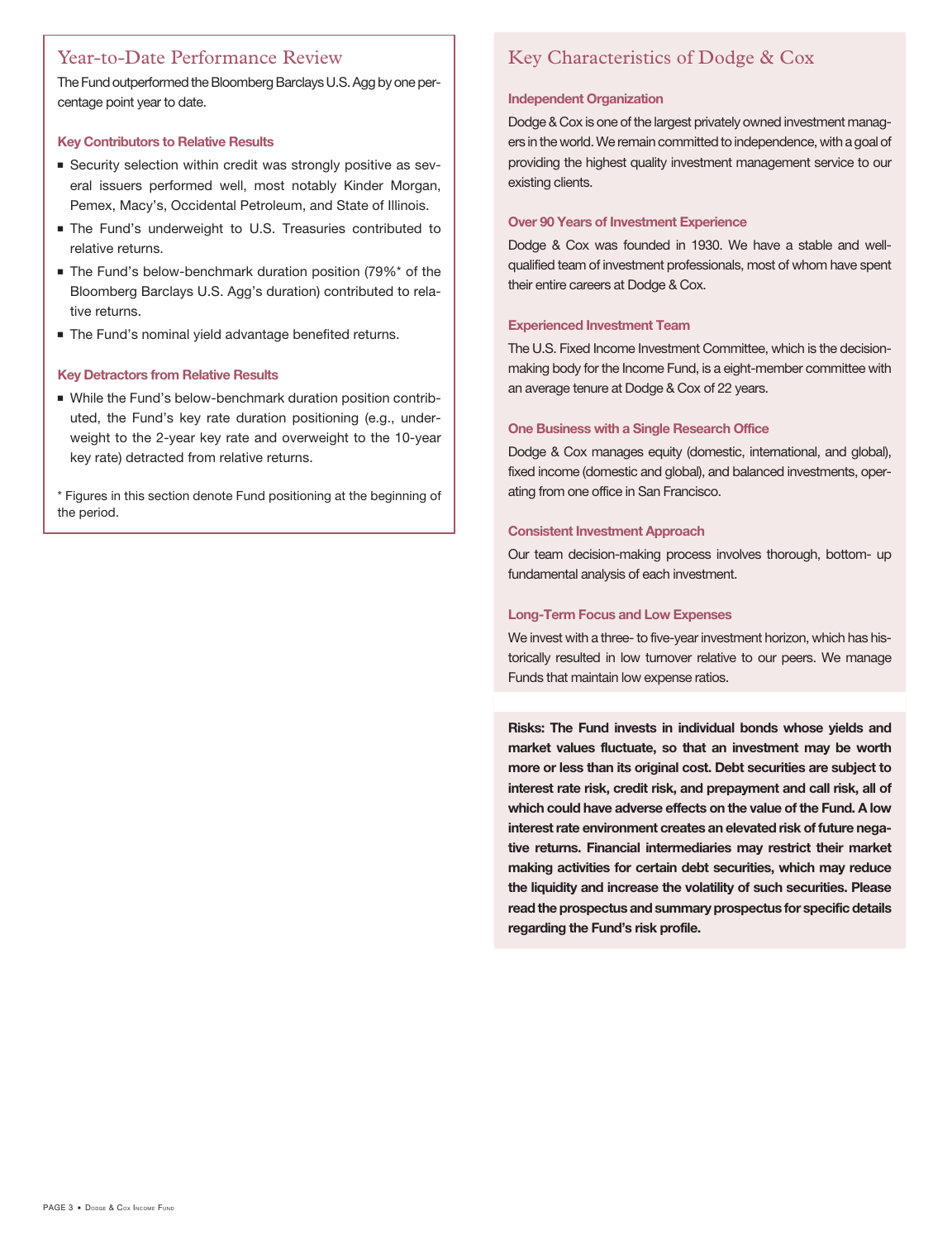## Year-to-Date Performance Review

The Fund outperformed the Bloomberg Barclays U.S. Agg by one percentage point year to date.

### Key Contributors to Relative Results

- Security selection within credit was strongly positive as several issuers performed well, most notably Kinder Morgan, Pemex, Macy's, Occidental Petroleum, and State of Illinois.
- The Fund's underweight to U.S. Treasuries contributed to relative returns.
- The Fund's below-benchmark duration position (79%* of the Bloomberg Barclays U.S. Agg's duration) contributed to relative returns.
- The Fund's nominal yield advantage benefited returns.

### Key Detractors from Relative Results

- While the Fund's below-benchmark duration position contributed, the Fund's key rate duration positioning (e.g., underweight to the 2-year key rate and overweight to the 10-year key rate) detracted from relative returns.

* Figures in this section denote Fund positioning at the beginning of the period.

## Key Characteristics of Dodge & Cox

### Independent Organization

Dodge & Cox is one of the largest privately owned investment managers in the world. We remain committed to independence, with a goal of providing the highest quality investment management service to our existing clients.

### Over 90 Years of Investment Experience

Dodge & Cox was founded in 1930. We have a stable and well-qualified team of investment professionals, most of whom have spent their entire careers at Dodge & Cox.

### Experienced Investment Team

The U.S. Fixed Income Investment Committee, which is the decision-making body for the Income Fund, is a eight-member committee with an average tenure at Dodge & Cox of 22 years.

### One Business with a Single Research Office

Dodge & Cox manages equity (domestic, international, and global), fixed income (domestic and global), and balanced investments, operating from one office in San Francisco.

### Consistent Investment Approach

Our team decision-making process involves thorough, bottom- up fundamental analysis of each investment.

### Long-Term Focus and Low Expenses

We invest with a three- to five-year investment horizon, which has historically resulted in low turnover relative to our peers. We manage Funds that maintain low expense ratios.

**Risks: The Fund invests in individual bonds whose yields and market values fluctuate, so that an investment may be worth more or less than its original cost. Debt securities are subject to interest rate risk, credit risk, and prepayment and call risk, all of which could have adverse effects on the value of the Fund. A low interest rate environment creates an elevated risk of future negative returns. Financial intermediaries may restrict their market making activities for certain debt securities, which may reduce the liquidity and increase the volatility of such securities. Please read the prospectus and summary prospectus for specific details regarding the Fund's risk profile.**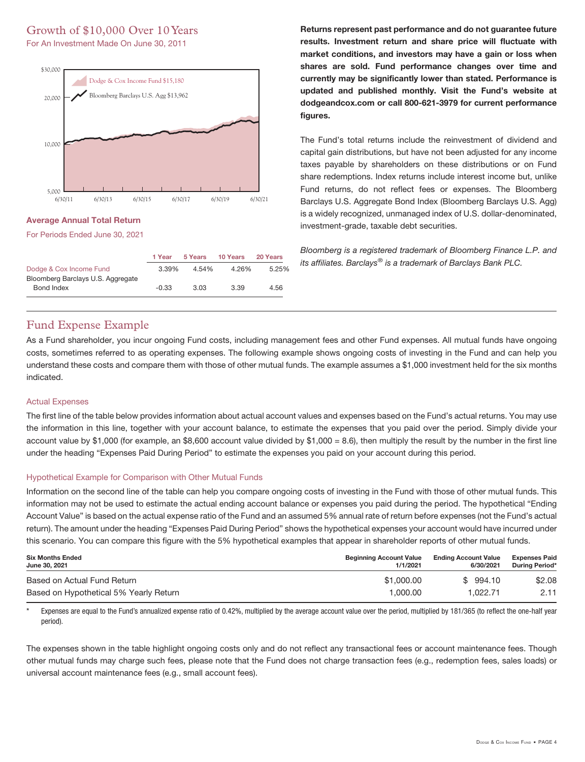## Growth of $10,000 Over 10 Years

For An Investment Made On June 30, 2011

Dodge & Cox Income Fund $15,180

Bloomberg Barclays U.S. Agg $13,962

### Average Annual Total Return

For Periods Ended June 30, 2021

| | 1 Year | 5 Years | 10 Years | 20 Years |
|---|---|---|---|---|
| Dodge & Cox Income Fund | 3.39% | 4.54% | 4.26% | 5.25% |
| Bloomberg Barclays U.S. Aggregate Bond Index | -0.33 | 3.03 | 3.39 | 4.56 |

**Returns represent past performance and do not guarantee future results. Investment return and share price will fluctuate with market conditions, and investors may have a gain or loss when shares are sold. Fund performance changes over time and currently may be significantly lower than stated. Performance is updated and published monthly. Visit the Fund's website at dodgeandcox.com or call 800-621-3979 for current performance figures.**

The Fund's total returns include the reinvestment of dividend and capital gain distributions, but have not been adjusted for any income taxes payable by shareholders on these distributions or on Fund share redemptions. Index returns include interest income but, unlike Fund returns, do not reflect fees or expenses. The Bloomberg Barclays U.S. Aggregate Bond Index (Bloomberg Barclays U.S. Agg) is a widely recognized, unmanaged index of U.S. dollar-denominated, investment-grade, taxable debt securities.

*Bloomberg is a registered trademark of Bloomberg Finance L.P. and its affiliates. Barclays® is a trademark of Barclays Bank PLC.*

## Fund Expense Example

As a Fund shareholder, you incur ongoing Fund costs, including management fees and other Fund expenses. All mutual funds have ongoing costs, sometimes referred to as operating expenses. The following example shows ongoing costs of investing in the Fund and can help you understand these costs and compare them with those of other mutual funds. The example assumes a $1,000 investment held for the six months indicated.

### Actual Expenses

The first line of the table below provides information about actual account values and expenses based on the Fund's actual returns. You may use the information in this line, together with your account balance, to estimate the expenses that you paid over the period. Simply divide your account value by $1,000 (for example, an $8,600 account value divided by $1,000 = 8.6), then multiply the result by the number in the first line under the heading "Expenses Paid During Period" to estimate the expenses you paid on your account during this period.

### Hypothetical Example for Comparison with Other Mutual Funds

Information on the second line of the table can help you compare ongoing costs of investing in the Fund with those of other mutual funds. This information may not be used to estimate the actual ending account balance or expenses you paid during the period. The hypothetical "Ending Account Value" is based on the actual expense ratio of the Fund and an assumed 5% annual rate of return before expenses (not the Fund's actual return). The amount under the heading "Expenses Paid During Period" shows the hypothetical expenses your account would have incurred under this scenario. You can compare this figure with the 5% hypothetical examples that appear in shareholder reports of other mutual funds.

| Six Months Ended June 30, 2021 | Beginning Account Value 1/1/2021 | Ending Account Value 6/30/2021 | Expenses Paid During Period* |
|---|---|---|---|
| Based on Actual Fund Return | $1,000.00 | $ 994.10 | $2.08 |
| Based on Hypothetical 5% Yearly Return | 1,000.00 | 1,022.71 | 2.11 |

\* Expenses are equal to the Fund's annualized expense ratio of 0.42%, multiplied by the average account value over the period, multiplied by 181/365 (to reflect the one-half year period).

The expenses shown in the table highlight ongoing costs only and do not reflect any transactional fees or account maintenance fees. Though other mutual funds may charge such fees, please note that the Fund does not charge transaction fees (e.g., redemption fees, sales loads) or universal account maintenance fees (e.g., small account fees).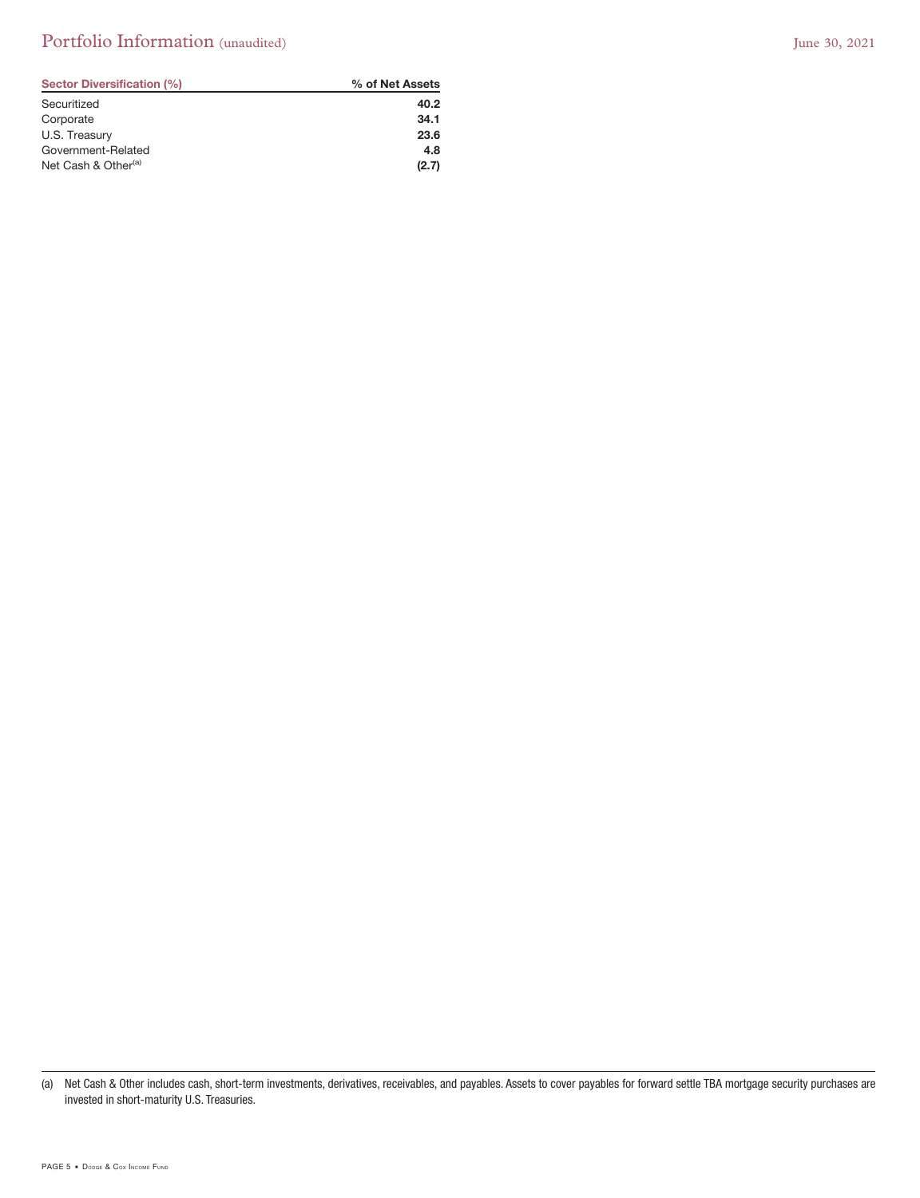# Portfolio Information (unaudited)

June 30, 2021

| Sector Diversification (%) | % of Net Assets |
|---|---|
| Securitized | **40.2** |
| Corporate | **34.1** |
| U.S. Treasury | **23.6** |
| Government-Related | **4.8** |
| Net Cash & Other[(a)] | **(2.7)** |

(a) Net Cash & Other includes cash, short-term investments, derivatives, receivables, and payables. Assets to cover payables for forward settle TBA mortgage security purchases are invested in short-maturity U.S. Treasuries.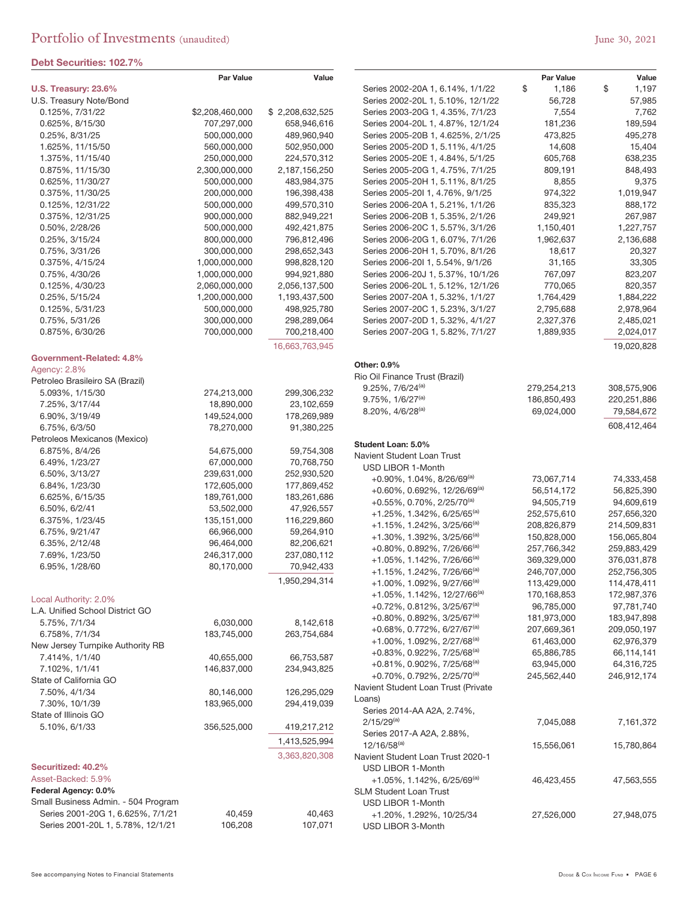# Portfolio of Investments (unaudited)

June 30, 2021

## Debt Securities: 102.7%

| | Par Value | Value |
|---|---|---|
| **U.S. Treasury: 23.6%** | | |
| U.S. Treasury Note/Bond | | |
| 0.125%, 7/31/22 | $2,208,460,000 | $ 2,208,632,525 |
| 0.625%, 8/15/30 | 707,297,000 | 658,946,616 |
| 0.25%, 8/31/25 | 500,000,000 | 489,960,940 |
| 1.625%, 11/15/50 | 560,000,000 | 502,950,000 |
| 1.375%, 11/15/40 | 250,000,000 | 224,570,312 |
| 0.875%, 11/15/30 | 2,300,000,000 | 2,187,156,250 |
| 0.625%, 11/30/27 | 500,000,000 | 483,984,375 |
| 0.375%, 11/30/25 | 200,000,000 | 196,398,438 |
| 0.125%, 12/31/22 | 500,000,000 | 499,570,310 |
| 0.375%, 12/31/25 | 900,000,000 | 882,949,221 |
| 0.50%, 2/28/26 | 500,000,000 | 492,421,875 |
| 0.25%, 3/15/24 | 800,000,000 | 796,812,496 |
| 0.75%, 3/31/26 | 300,000,000 | 298,652,343 |
| 0.375%, 4/15/24 | 1,000,000,000 | 998,828,120 |
| 0.75%, 4/30/26 | 1,000,000,000 | 994,921,880 |
| 0.125%, 4/30/23 | 2,060,000,000 | 2,056,137,500 |
| 0.25%, 5/15/24 | 1,200,000,000 | 1,193,437,500 |
| 0.125%, 5/31/23 | 500,000,000 | 498,925,780 |
| 0.75%, 5/31/26 | 300,000,000 | 298,289,064 |
| 0.875%, 6/30/26 | 700,000,000 | 700,218,400 |
| | | 16,663,763,945 |
| **Government-Related: 4.8%** | | |
| Agency: 2.8% | | |
| Petroleo Brasileiro SA (Brazil) | | |
| 5.093%, 1/15/30 | 274,213,000 | 299,306,232 |
| 7.25%, 3/17/44 | 18,890,000 | 23,102,659 |
| 6.90%, 3/19/49 | 149,524,000 | 178,269,989 |
| 6.75%, 6/3/50 | 78,270,000 | 91,380,225 |
| Petroleos Mexicanos (Mexico) | | |
| 6.875%, 8/4/26 | 54,675,000 | 59,754,308 |
| 6.49%, 1/23/27 | 67,000,000 | 70,768,750 |
| 6.50%, 3/13/27 | 239,631,000 | 252,930,520 |
| 6.84%, 1/23/30 | 172,605,000 | 177,869,452 |
| 6.625%, 6/15/35 | 189,761,000 | 183,261,686 |
| 6.50%, 6/2/41 | 53,502,000 | 47,926,557 |
| 6.375%, 1/23/45 | 135,151,000 | 116,229,860 |
| 6.75%, 9/21/47 | 66,966,000 | 59,264,910 |
| 6.35%, 2/12/48 | 96,464,000 | 82,206,621 |
| 7.69%, 1/23/50 | 246,317,000 | 237,080,112 |
| 6.95%, 1/28/60 | 80,170,000 | 70,942,433 |
| | | 1,950,294,314 |
| Local Authority: 2.0% | | |
| L.A. Unified School District GO | | |
| 5.75%, 7/1/34 | 6,030,000 | 8,142,618 |
| 6.758%, 7/1/34 | 183,745,000 | 263,754,684 |
| New Jersey Turnpike Authority RB | | |
| 7.414%, 1/1/40 | 40,655,000 | 66,753,587 |
| 7.102%, 1/1/41 | 146,837,000 | 234,943,825 |
| State of California GO | | |
| 7.50%, 4/1/34 | 80,146,000 | 126,295,029 |
| 7.30%, 10/1/39 | 183,965,000 | 294,419,039 |
| State of Illinois GO | | |
| 5.10%, 6/1/33 | 356,525,000 | 419,217,212 |
| | | 1,413,525,994 |
| | | 3,363,820,308 |
| **Securitized: 40.2%** | | |
| Asset-Backed: 5.9% | | |
| **Federal Agency: 0.0%** | | |
| Small Business Admin. - 504 Program | | |
| Series 2001-20G 1, 6.625%, 7/1/21 | 40,459 | 40,463 |
| Series 2001-20L 1, 5.78%, 12/1/21 | 106,208 | 107,071 |
| Series 2002-20A 1, 6.14%, 1/1/22 | $ 1,186 | $ 1,197 |
| Series 2002-20L 1, 5.10%, 12/1/22 | 56,728 | 57,985 |
| Series 2003-20G 1, 4.35%, 7/1/23 | 7,554 | 7,762 |
| Series 2004-20L 1, 4.87%, 12/1/24 | 181,236 | 189,594 |
| Series 2005-20B 1, 4.625%, 2/1/25 | 473,825 | 495,278 |
| Series 2005-20D 1, 5.11%, 4/1/25 | 14,608 | 15,404 |
| Series 2005-20E 1, 4.84%, 5/1/25 | 605,768 | 638,235 |
| Series 2005-20G 1, 4.75%, 7/1/25 | 809,191 | 848,493 |
| Series 2005-20H 1, 5.11%, 8/1/25 | 8,855 | 9,375 |
| Series 2005-20I 1, 4.76%, 9/1/25 | 974,322 | 1,019,947 |
| Series 2006-20A 1, 5.21%, 1/1/26 | 835,323 | 888,172 |
| Series 2006-20B 1, 5.35%, 2/1/26 | 249,921 | 267,987 |
| Series 2006-20C 1, 5.57%, 3/1/26 | 1,150,401 | 1,227,757 |
| Series 2006-20G 1, 6.07%, 7/1/26 | 1,962,637 | 2,136,688 |
| Series 2006-20H 1, 5.70%, 8/1/26 | 18,617 | 20,327 |
| Series 2006-20I 1, 5.54%, 9/1/26 | 31,165 | 33,305 |
| Series 2006-20J 1, 5.37%, 10/1/26 | 767,097 | 823,207 |
| Series 2006-20L 1, 5.12%, 12/1/26 | 770,065 | 820,357 |
| Series 2007-20A 1, 5.32%, 1/1/27 | 1,764,429 | 1,884,222 |
| Series 2007-20C 1, 5.23%, 3/1/27 | 2,795,688 | 2,978,964 |
| Series 2007-20D 1, 5.32%, 4/1/27 | 2,327,376 | 2,485,021 |
| Series 2007-20G 1, 5.82%, 7/1/27 | 1,889,935 | 2,024,017 |
| | | 19,020,828 |
| **Other: 0.9%** | | |
| Rio Oil Finance Trust (Brazil) | | |
| 9.25%, 7/6/24[(a)] | 279,254,213 | 308,575,906 |
| 9.75%, 1/6/27[(a)] | 186,850,493 | 220,251,886 |
| 8.20%, 4/6/28[(a)] | 69,024,000 | 79,584,672 |
| | | 608,412,464 |
| **Student Loan: 5.0%** | | |
| Navient Student Loan Trust | | |
| USD LIBOR 1-Month | | |
| +0.90%, 1.04%, 8/26/69[(a)] | 73,067,714 | 74,333,458 |
| +0.60%, 0.692%, 12/26/69[(a)] | 56,514,172 | 56,825,390 |
| +0.55%, 0.70%, 2/25/70[(a)] | 94,505,719 | 94,609,619 |
| +1.25%, 1.342%, 6/25/65[(a)] | 252,575,610 | 257,656,320 |
| +1.15%, 1.242%, 3/25/66[(a)] | 208,826,879 | 214,509,831 |
| +1.30%, 1.392%, 3/25/66[(a)] | 150,828,000 | 156,065,804 |
| +0.80%, 0.892%, 7/26/66[(a)] | 257,766,342 | 259,883,429 |
| +1.05%, 1.142%, 7/26/66[(a)] | 369,329,000 | 376,031,878 |
| +1.15%, 1.242%, 7/26/66[(a)] | 246,707,000 | 252,756,305 |
| +1.00%, 1.092%, 9/27/66[(a)] | 113,429,000 | 114,478,411 |
| +1.05%, 1.142%, 12/27/66[(a)] | 170,168,853 | 172,987,376 |
| +0.72%, 0.812%, 3/25/67[(a)] | 96,785,000 | 97,781,740 |
| +0.80%, 0.892%, 3/25/67[(a)] | 181,973,000 | 183,947,898 |
| +0.68%, 0.772%, 6/27/67[(a)] | 207,669,361 | 209,050,197 |
| +1.00%, 1.092%, 2/27/68[(a)] | 61,463,000 | 62,976,379 |
| +0.83%, 0.922%, 7/25/68[(a)] | 65,886,785 | 66,114,141 |
| +0.81%, 0.902%, 7/25/68[(a)] | 63,945,000 | 64,316,725 |
| +0.70%, 0.792%, 2/25/70[(a)] | 245,562,440 | 246,912,174 |
| Navient Student Loan Trust (Private Loans) | | |
| Series 2014-AA A2A, 2.74%, 2/15/29[(a)] | 7,045,088 | 7,161,372 |
| Series 2017-A A2A, 2.88%, 12/16/58[(a)] | 15,556,061 | 15,780,864 |
| Navient Student Loan Trust 2020-1 | | |
| USD LIBOR 1-Month | | |
| +1.05%, 1.142%, 6/25/69[(a)] | 46,423,455 | 47,563,555 |
| SLM Student Loan Trust | | |
| USD LIBOR 1-Month | | |
| +1.20%, 1.292%, 10/25/34 | 27,526,000 | 27,948,075 |
| USD LIBOR 3-Month | | |

See accompanying Notes to Financial Statements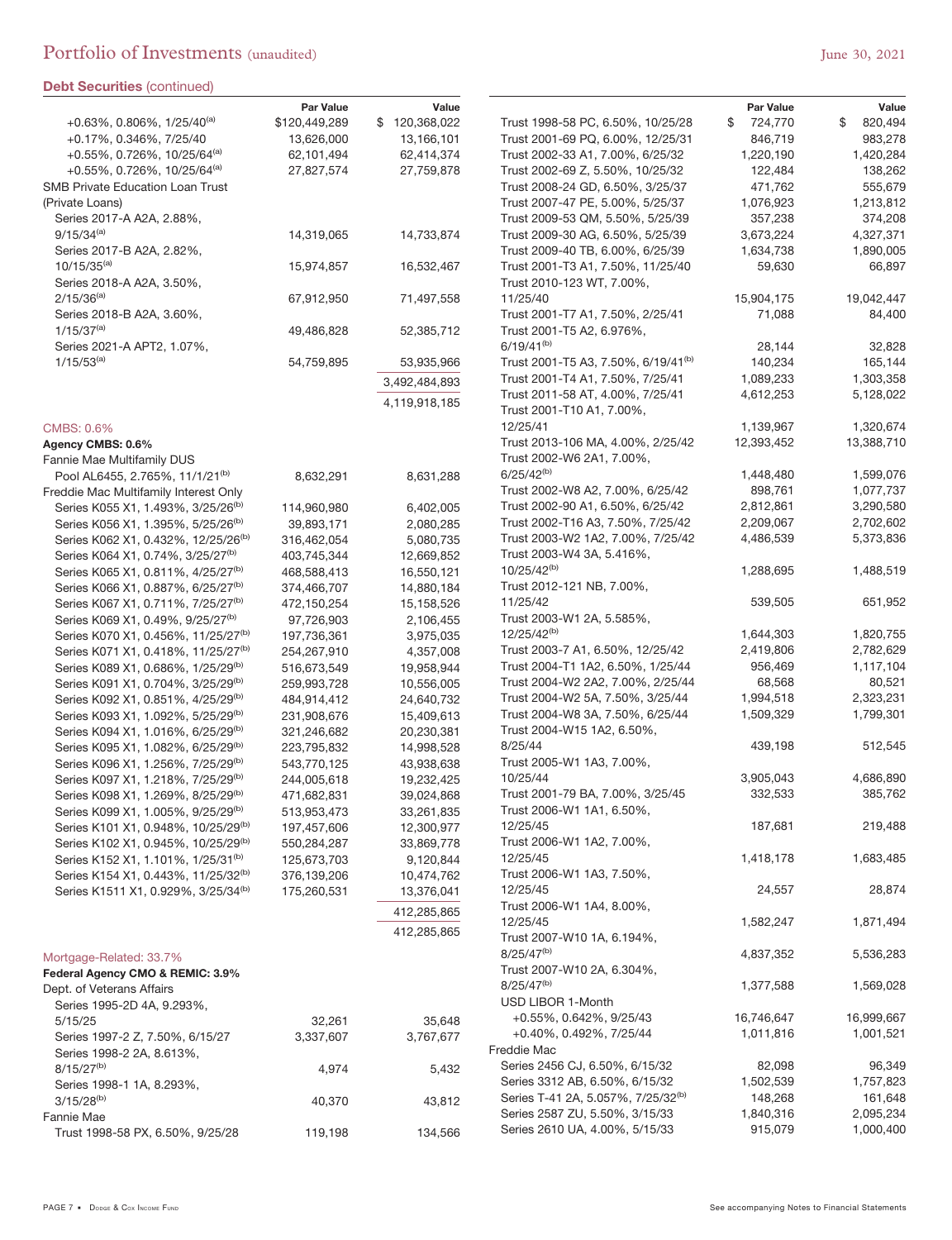# Portfolio of Investments (unaudited)

June 30, 2021

**Debt Securities** (continued)

| | Par Value | Value |
|---|---|---|
| +0.63%, 0.806%, 1/25/40[(a)] | $120,449,289 | $ 120,368,022 |
| +0.17%, 0.346%, 7/25/40 | 13,626,000 | 13,166,101 |
| +0.55%, 0.726%, 10/25/64[(a)] | 62,101,494 | 62,414,374 |
| +0.55%, 0.726%, 10/25/64[(a)] | 27,827,574 | 27,759,878 |
| SMB Private Education Loan Trust (Private Loans) | | |
| Series 2017-A A2A, 2.88%, 9/15/34[(a)] | 14,319,065 | 14,733,874 |
| Series 2017-B A2A, 2.82%, 10/15/35[(a)] | 15,974,857 | 16,532,467 |
| Series 2018-A A2A, 3.50%, 2/15/36[(a)] | 67,912,950 | 71,497,558 |
| Series 2018-B A2A, 3.60%, 1/15/37[(a)] | 49,486,828 | 52,385,712 |
| Series 2021-A APT2, 1.07%, 1/15/53[(a)] | 54,759,895 | 53,935,966 |
| | | 3,492,484,893 |
| | | 4,119,918,185 |
| **CMBS: 0.6%** | | |
| **Agency CMBS: 0.6%** | | |
| Fannie Mae Multifamily DUS | | |
| Pool AL6455, 2.765%, 11/1/21[(b)] | 8,632,291 | 8,631,288 |
| Freddie Mac Multifamily Interest Only | | |
| Series K055 X1, 1.493%, 3/25/26[(b)] | 114,960,980 | 6,402,005 |
| Series K056 X1, 1.395%, 5/25/26[(b)] | 39,893,171 | 2,080,285 |
| Series K062 X1, 0.432%, 12/25/26[(b)] | 316,462,054 | 5,080,735 |
| Series K064 X1, 0.74%, 3/25/27[(b)] | 403,745,344 | 12,669,852 |
| Series K065 X1, 0.811%, 4/25/27[(b)] | 468,588,413 | 16,550,121 |
| Series K066 X1, 0.887%, 6/25/27[(b)] | 374,466,707 | 14,880,184 |
| Series K067 X1, 0.711%, 7/25/27[(b)] | 472,150,254 | 15,158,526 |
| Series K069 X1, 0.49%, 9/25/27[(b)] | 97,726,903 | 2,106,455 |
| Series K070 X1, 0.456%, 11/25/27[(b)] | 197,736,361 | 3,975,035 |
| Series K071 X1, 0.418%, 11/25/27[(b)] | 254,267,910 | 4,357,008 |
| Series K089 X1, 0.686%, 1/25/29[(b)] | 516,673,549 | 19,958,944 |
| Series K091 X1, 0.704%, 3/25/29[(b)] | 259,993,728 | 10,556,005 |
| Series K092 X1, 0.851%, 4/25/29[(b)] | 484,914,412 | 24,640,732 |
| Series K093 X1, 1.092%, 5/25/29[(b)] | 231,908,676 | 15,409,613 |
| Series K094 X1, 1.016%, 6/25/29[(b)] | 321,246,682 | 20,230,381 |
| Series K095 X1, 1.082%, 6/25/29[(b)] | 223,795,832 | 14,998,528 |
| Series K096 X1, 1.256%, 7/25/29[(b)] | 543,770,125 | 43,938,638 |
| Series K097 X1, 1.218%, 7/25/29[(b)] | 244,005,618 | 19,232,425 |
| Series K098 X1, 1.269%, 8/25/29[(b)] | 471,682,831 | 39,024,868 |
| Series K099 X1, 1.005%, 9/25/29[(b)] | 513,953,473 | 33,261,835 |
| Series K101 X1, 0.948%, 10/25/29[(b)] | 197,457,606 | 12,300,977 |
| Series K102 X1, 0.945%, 10/25/29[(b)] | 550,284,287 | 33,869,778 |
| Series K152 X1, 1.101%, 1/25/31[(b)] | 125,673,703 | 9,120,844 |
| Series K154 X1, 0.443%, 11/25/32[(b)] | 376,139,206 | 10,474,762 |
| Series K1511 X1, 0.929%, 3/25/34[(b)] | 175,260,531 | 13,376,041 |
| | | 412,285,865 |
| | | 412,285,865 |
| **Mortgage-Related: 33.7%** | | |
| **Federal Agency CMO & REMIC: 3.9%** | | |
| Dept. of Veterans Affairs | | |
| Series 1995-2D 4A, 9.293%, 5/15/25 | 32,261 | 35,648 |
| Series 1997-2 Z, 7.50%, 6/15/27 | 3,337,607 | 3,767,677 |
| Series 1998-2 2A, 8.613%, 8/15/27[(b)] | 4,974 | 5,432 |
| Series 1998-1 1A, 8.293%, 3/15/28[(b)] | 40,370 | 43,812 |
| Fannie Mae | | |
| Trust 1998-58 PX, 6.50%, 9/25/28 | 119,198 | 134,566 |
| Trust 1998-58 PC, 6.50%, 10/25/28 | $ 724,770 | $ 820,494 |
| Trust 2001-69 PQ, 6.00%, 12/25/31 | 846,719 | 983,278 |
| Trust 2002-33 A1, 7.00%, 6/25/32 | 1,220,190 | 1,420,284 |
| Trust 2002-69 Z, 5.50%, 10/25/32 | 122,484 | 138,262 |
| Trust 2008-24 GD, 6.50%, 3/25/37 | 471,762 | 555,679 |
| Trust 2007-47 PE, 5.00%, 5/25/37 | 1,076,923 | 1,213,812 |
| Trust 2009-53 QM, 5.50%, 5/25/39 | 357,238 | 374,208 |
| Trust 2009-30 AG, 6.50%, 5/25/39 | 3,673,224 | 4,327,371 |
| Trust 2009-40 TB, 6.00%, 6/25/39 | 1,634,738 | 1,890,005 |
| Trust 2001-T3 A1, 7.50%, 11/25/40 | 59,630 | 66,897 |
| Trust 2010-123 WT, 7.00%, 11/25/40 | 15,904,175 | 19,042,447 |
| Trust 2001-T7 A1, 7.50%, 2/25/41 | 71,088 | 84,400 |
| Trust 2001-T5 A2, 6.976%, 6/19/41[(b)] | 28,144 | 32,828 |
| Trust 2001-T5 A3, 7.50%, 6/19/41[(b)] | 140,234 | 165,144 |
| Trust 2001-T4 A1, 7.50%, 7/25/41 | 1,089,233 | 1,303,358 |
| Trust 2011-58 AT, 4.00%, 7/25/41 | 4,612,253 | 5,128,022 |
| Trust 2001-T10 A1, 7.00%, 12/25/41 | 1,139,967 | 1,320,674 |
| Trust 2013-106 MA, 4.00%, 2/25/42 | 12,393,452 | 13,388,710 |
| Trust 2002-W6 2A1, 7.00%, 6/25/42[(b)] | 1,448,480 | 1,599,076 |
| Trust 2002-W8 A2, 7.00%, 6/25/42 | 898,761 | 1,077,737 |
| Trust 2002-90 A1, 6.50%, 6/25/42 | 2,812,861 | 3,290,580 |
| Trust 2002-T16 A3, 7.50%, 7/25/42 | 2,209,067 | 2,702,602 |
| Trust 2003-W2 1A2, 7.00%, 7/25/42 | 4,486,539 | 5,373,836 |
| Trust 2003-W4 3A, 5.416%, 10/25/42[(b)] | 1,288,695 | 1,488,519 |
| Trust 2012-121 NB, 7.00%, 11/25/42 | 539,505 | 651,952 |
| Trust 2003-W1 2A, 5.585%, 12/25/42[(b)] | 1,644,303 | 1,820,755 |
| Trust 2003-7 A1, 6.50%, 12/25/42 | 2,419,806 | 2,782,629 |
| Trust 2004-T1 1A2, 6.50%, 1/25/44 | 956,469 | 1,117,104 |
| Trust 2004-W2 2A2, 7.00%, 2/25/44 | 68,568 | 80,521 |
| Trust 2004-W2 5A, 7.50%, 3/25/44 | 1,994,518 | 2,323,231 |
| Trust 2004-W8 3A, 7.50%, 6/25/44 | 1,509,329 | 1,799,301 |
| Trust 2004-W15 1A2, 6.50%, 8/25/44 | 439,198 | 512,545 |
| Trust 2005-W1 1A3, 7.00%, 10/25/44 | 3,905,043 | 4,686,890 |
| Trust 2001-79 BA, 7.00%, 3/25/45 | 332,533 | 385,762 |
| Trust 2006-W1 1A1, 6.50%, 12/25/45 | 187,681 | 219,488 |
| Trust 2006-W1 1A2, 7.00%, 12/25/45 | 1,418,178 | 1,683,485 |
| Trust 2006-W1 1A3, 7.50%, 12/25/45 | 24,557 | 28,874 |
| Trust 2006-W1 1A4, 8.00%, 12/25/45 | 1,582,247 | 1,871,494 |
| Trust 2007-W10 1A, 6.194%, 8/25/47[(b)] | 4,837,352 | 5,536,283 |
| Trust 2007-W10 2A, 6.304%, 8/25/47[(b)] | 1,377,588 | 1,569,028 |
| USD LIBOR 1-Month | | |
| +0.55%, 0.642%, 9/25/43 | 16,746,647 | 16,999,667 |
| +0.40%, 0.492%, 7/25/44 | 1,011,816 | 1,001,521 |
| Freddie Mac | | |
| Series 2456 CJ, 6.50%, 6/15/32 | 82,098 | 96,349 |
| Series 3312 AB, 6.50%, 6/15/32 | 1,502,539 | 1,757,823 |
| Series T-41 2A, 5.057%, 7/25/32[(b)] | 148,268 | 161,648 |
| Series 2587 ZU, 5.50%, 3/15/33 | 1,840,316 | 2,095,234 |
| Series 2610 UA, 4.00%, 5/15/33 | 915,079 | 1,000,400 |

See accompanying Notes to Financial Statements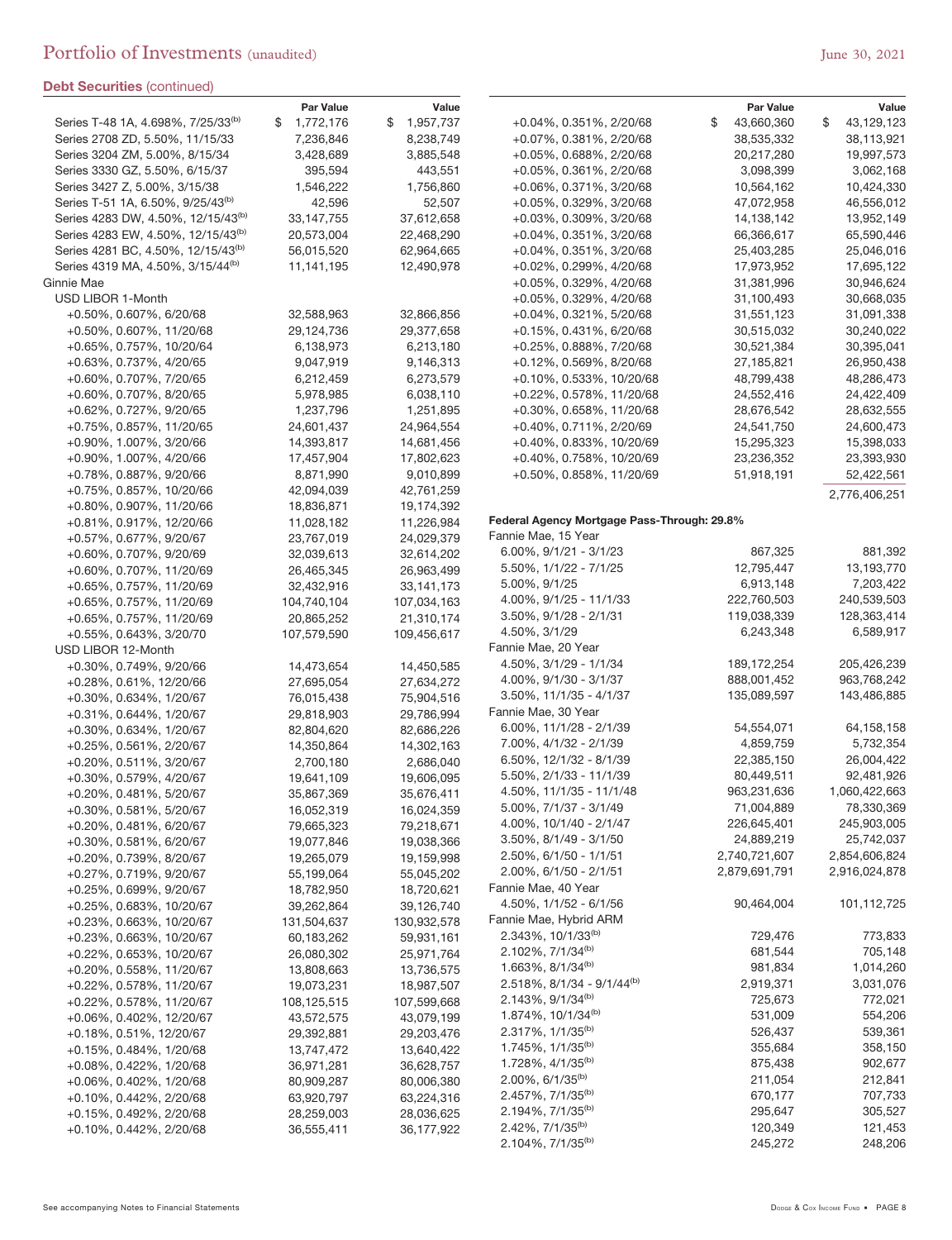**Debt Securities** (continued)

| | Par Value | Value |
|---|---|---|
| Series T-48 1A, 4.698%, 7/25/33[(b)] | $ 1,772,176 | $ 1,957,737 |
| Series 2708 ZD, 5.50%, 11/15/33 | 7,236,846 | 8,238,749 |
| Series 3204 ZM, 5.00%, 8/15/34 | 3,428,689 | 3,885,548 |
| Series 3330 GZ, 5.50%, 6/15/37 | 395,594 | 443,551 |
| Series 3427 Z, 5.00%, 3/15/38 | 1,546,222 | 1,756,860 |
| Series T-51 1A, 6.50%, 9/25/43[(b)] | 42,596 | 52,507 |
| Series 4283 DW, 4.50%, 12/15/43[(b)] | 33,147,755 | 37,612,658 |
| Series 4283 EW, 4.50%, 12/15/43[(b)] | 20,573,004 | 22,468,290 |
| Series 4281 BC, 4.50%, 12/15/43[(b)] | 56,015,520 | 62,964,665 |
| Series 4319 MA, 4.50%, 3/15/44[(b)] | 11,141,195 | 12,490,978 |
| Ginnie Mae | | |
| USD LIBOR 1-Month | | |
| +0.50%, 0.607%, 6/20/68 | 32,588,963 | 32,866,856 |
| +0.50%, 0.607%, 11/20/68 | 29,124,736 | 29,377,658 |
| +0.65%, 0.757%, 10/20/64 | 6,138,973 | 6,213,180 |
| +0.63%, 0.737%, 4/20/65 | 9,047,919 | 9,146,313 |
| +0.60%, 0.707%, 7/20/65 | 6,212,459 | 6,273,579 |
| +0.60%, 0.707%, 8/20/65 | 5,978,985 | 6,038,110 |
| +0.62%, 0.727%, 9/20/65 | 1,237,796 | 1,251,895 |
| +0.75%, 0.857%, 11/20/65 | 24,601,437 | 24,964,554 |
| +0.90%, 1.007%, 3/20/66 | 14,393,817 | 14,681,456 |
| +0.90%, 1.007%, 4/20/66 | 17,457,904 | 17,802,623 |
| +0.78%, 0.887%, 9/20/66 | 8,871,990 | 9,010,899 |
| +0.75%, 0.857%, 10/20/66 | 42,094,039 | 42,761,259 |
| +0.80%, 0.907%, 11/20/66 | 18,836,871 | 19,174,392 |
| +0.81%, 0.917%, 12/20/66 | 11,028,182 | 11,226,984 |
| +0.57%, 0.677%, 9/20/67 | 23,767,019 | 24,029,379 |
| +0.60%, 0.707%, 9/20/69 | 32,039,613 | 32,614,202 |
| +0.60%, 0.707%, 11/20/69 | 26,465,345 | 26,963,499 |
| +0.65%, 0.757%, 11/20/69 | 32,432,916 | 33,141,173 |
| +0.65%, 0.757%, 11/20/69 | 104,740,104 | 107,034,163 |
| +0.65%, 0.757%, 11/20/69 | 20,865,252 | 21,310,174 |
| +0.55%, 0.643%, 3/20/70 | 107,579,590 | 109,456,617 |
| USD LIBOR 12-Month | | |
| +0.30%, 0.749%, 9/20/66 | 14,473,654 | 14,450,585 |
| +0.28%, 0.61%, 12/20/66 | 27,695,054 | 27,634,272 |
| +0.30%, 0.634%, 1/20/67 | 76,015,438 | 75,904,516 |
| +0.31%, 0.644%, 1/20/67 | 29,818,903 | 29,786,994 |
| +0.30%, 0.634%, 1/20/67 | 82,804,620 | 82,686,226 |
| +0.25%, 0.561%, 2/20/67 | 14,350,864 | 14,302,163 |
| +0.20%, 0.511%, 3/20/67 | 2,700,180 | 2,686,040 |
| +0.30%, 0.579%, 4/20/67 | 19,641,109 | 19,606,095 |
| +0.20%, 0.481%, 5/20/67 | 35,867,369 | 35,676,411 |
| +0.30%, 0.581%, 5/20/67 | 16,052,319 | 16,024,359 |
| +0.20%, 0.481%, 6/20/67 | 79,665,323 | 79,218,671 |
| +0.30%, 0.581%, 6/20/67 | 19,077,846 | 19,038,366 |
| +0.20%, 0.739%, 8/20/67 | 19,265,079 | 19,159,998 |
| +0.27%, 0.719%, 9/20/67 | 55,199,064 | 55,045,202 |
| +0.25%, 0.699%, 9/20/67 | 18,782,950 | 18,720,621 |
| +0.25%, 0.683%, 10/20/67 | 39,262,864 | 39,126,740 |
| +0.23%, 0.663%, 10/20/67 | 131,504,637 | 130,932,578 |
| +0.23%, 0.663%, 10/20/67 | 60,183,262 | 59,931,161 |
| +0.22%, 0.653%, 10/20/67 | 26,080,302 | 25,971,764 |
| +0.20%, 0.558%, 11/20/67 | 13,808,663 | 13,736,575 |
| +0.22%, 0.578%, 11/20/67 | 19,073,231 | 18,987,507 |
| +0.22%, 0.578%, 11/20/67 | 108,125,515 | 107,599,668 |
| +0.06%, 0.402%, 12/20/67 | 43,572,575 | 43,079,199 |
| +0.18%, 0.51%, 12/20/67 | 29,392,881 | 29,203,476 |
| +0.15%, 0.484%, 1/20/68 | 13,747,472 | 13,640,422 |
| +0.08%, 0.422%, 1/20/68 | 36,971,281 | 36,628,757 |
| +0.06%, 0.402%, 1/20/68 | 80,909,287 | 80,006,380 |
| +0.10%, 0.442%, 2/20/68 | 63,920,797 | 63,224,316 |
| +0.15%, 0.492%, 2/20/68 | 28,259,003 | 28,036,625 |
| +0.10%, 0.442%, 2/20/68 | 36,555,411 | 36,177,922 |
| +0.04%, 0.351%, 2/20/68 | $ 43,660,360 | $ 43,129,123 |
| +0.07%, 0.381%, 2/20/68 | 38,535,332 | 38,113,921 |
| +0.05%, 0.688%, 2/20/68 | 20,217,280 | 19,997,573 |
| +0.05%, 0.361%, 2/20/68 | 3,098,399 | 3,062,168 |
| +0.06%, 0.371%, 3/20/68 | 10,564,162 | 10,424,330 |
| +0.05%, 0.329%, 3/20/68 | 47,072,958 | 46,556,012 |
| +0.03%, 0.309%, 3/20/68 | 14,138,142 | 13,952,149 |
| +0.04%, 0.351%, 3/20/68 | 66,366,617 | 65,590,446 |
| +0.04%, 0.351%, 3/20/68 | 25,403,285 | 25,046,016 |
| +0.02%, 0.299%, 4/20/68 | 17,973,952 | 17,695,122 |
| +0.05%, 0.329%, 4/20/68 | 31,381,996 | 30,946,624 |
| +0.05%, 0.329%, 4/20/68 | 31,100,493 | 30,668,035 |
| +0.04%, 0.321%, 5/20/68 | 31,551,123 | 31,091,338 |
| +0.15%, 0.431%, 6/20/68 | 30,515,032 | 30,240,022 |
| +0.25%, 0.888%, 7/20/68 | 30,521,384 | 30,395,041 |
| +0.12%, 0.569%, 8/20/68 | 27,185,821 | 26,950,438 |
| +0.10%, 0.533%, 10/20/68 | 48,799,438 | 48,286,473 |
| +0.22%, 0.578%, 11/20/68 | 24,552,416 | 24,422,409 |
| +0.30%, 0.658%, 11/20/68 | 28,676,542 | 28,632,555 |
| +0.40%, 0.711%, 2/20/69 | 24,541,750 | 24,600,473 |
| +0.40%, 0.833%, 10/20/69 | 15,295,323 | 15,398,033 |
| +0.40%, 0.758%, 10/20/69 | 23,236,352 | 23,393,930 |
| +0.50%, 0.858%, 11/20/69 | 51,918,191 | 52,422,561 |
| | | 2,776,406,251 |
| **Federal Agency Mortgage Pass-Through: 29.8%** | | |
| Fannie Mae, 15 Year | | |
| 6.00%, 9/1/21 - 3/1/23 | 867,325 | 881,392 |
| 5.50%, 1/1/22 - 7/1/25 | 12,795,447 | 13,193,770 |
| 5.00%, 9/1/25 | 6,913,148 | 7,203,422 |
| 4.00%, 9/1/25 - 11/1/33 | 222,760,503 | 240,539,503 |
| 3.50%, 9/1/28 - 2/1/31 | 119,038,339 | 128,363,414 |
| 4.50%, 3/1/29 | 6,243,348 | 6,589,917 |
| Fannie Mae, 20 Year | | |
| 4.50%, 3/1/29 - 1/1/34 | 189,172,254 | 205,426,239 |
| 4.00%, 9/1/30 - 3/1/37 | 888,001,452 | 963,768,242 |
| 3.50%, 11/1/35 - 4/1/37 | 135,089,597 | 143,486,885 |
| Fannie Mae, 30 Year | | |
| 6.00%, 11/1/28 - 2/1/39 | 54,554,071 | 64,158,158 |
| 7.00%, 4/1/32 - 2/1/39 | 4,859,759 | 5,732,354 |
| 6.50%, 12/1/32 - 8/1/39 | 22,385,150 | 26,004,422 |
| 5.50%, 2/1/33 - 11/1/39 | 80,449,511 | 92,481,926 |
| 4.50%, 11/1/35 - 11/1/48 | 963,231,636 | 1,060,422,663 |
| 5.00%, 7/1/37 - 3/1/49 | 71,004,889 | 78,330,369 |
| 4.00%, 10/1/40 - 2/1/47 | 226,645,401 | 245,903,005 |
| 3.50%, 8/1/49 - 3/1/50 | 24,889,219 | 25,742,037 |
| 2.50%, 6/1/50 - 1/1/51 | 2,740,721,607 | 2,854,606,824 |
| 2.00%, 6/1/50 - 2/1/51 | 2,879,691,791 | 2,916,024,878 |
| Fannie Mae, 40 Year | | |
| 4.50%, 1/1/52 - 6/1/56 | 90,464,004 | 101,112,725 |
| Fannie Mae, Hybrid ARM | | |
| 2.343%, 10/1/33[(b)] | 729,476 | 773,833 |
| 2.102%, 7/1/34[(b)] | 681,544 | 705,148 |
| 1.663%, 8/1/34[(b)] | 981,834 | 1,014,260 |
| 2.518%, 8/1/34 - 9/1/44[(b)] | 2,919,371 | 3,031,076 |
| 2.143%, 9/1/34[(b)] | 725,673 | 772,021 |
| 1.874%, 10/1/34[(b)] | 531,009 | 554,206 |
| 2.317%, 1/1/35[(b)] | 526,437 | 539,361 |
| 1.745%, 1/1/35[(b)] | 355,684 | 358,150 |
| 1.728%, 4/1/35[(b)] | 875,438 | 902,677 |
| 2.00%, 6/1/35[(b)] | 211,054 | 212,841 |
| 2.457%, 7/1/35[(b)] | 670,177 | 707,733 |
| 2.194%, 7/1/35[(b)] | 295,647 | 305,527 |
| 2.42%, 7/1/35[(b)] | 120,349 | 121,453 |
| 2.104%, 7/1/35[(b)] | 245,272 | 248,206 |

See accompanying Notes to Financial Statements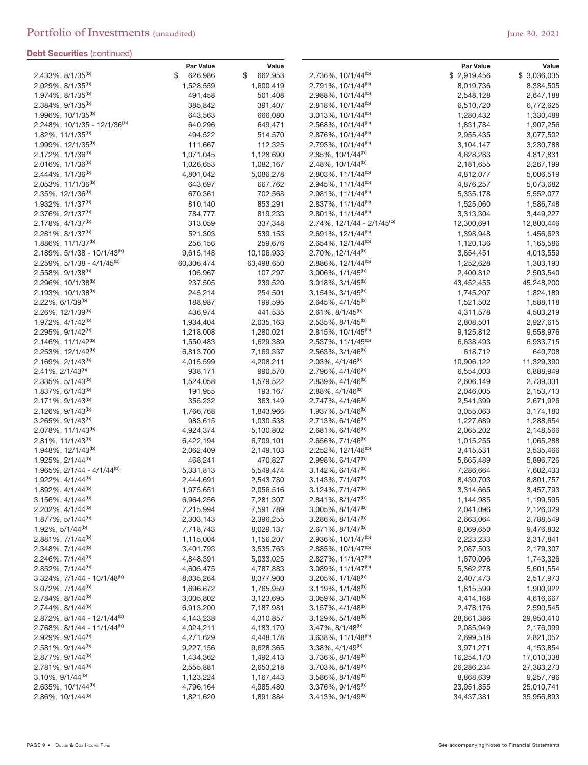## Debt Securities (continued)

| | Par Value | Value |
|---|---|---|
| 2.433%, 8/1/35[(b)] | $ 626,986 | $ 662,953 |
| 2.029%, 8/1/35[(b)] | 1,528,559 | 1,600,419 |
| 1.974%, 8/1/35[(b)] | 491,458 | 501,408 |
| 2.384%, 9/1/35[(b)] | 385,842 | 391,407 |
| 1.996%, 10/1/35[(b)] | 643,563 | 666,080 |
| 2.248%, 10/1/35 - 12/1/36[(b)] | 640,296 | 649,471 |
| 1.82%, 11/1/35[(b)] | 494,522 | 514,570 |
| 1.999%, 12/1/35[(b)] | 111,667 | 112,325 |
| 2.172%, 1/1/36[(b)] | 1,071,045 | 1,128,690 |
| 2.016%, 1/1/36[(b)] | 1,026,653 | 1,082,167 |
| 2.444%, 1/1/36[(b)] | 4,801,042 | 5,086,278 |
| 2.053%, 11/1/36[(b)] | 643,697 | 667,762 |
| 2.35%, 12/1/36[(b)] | 670,361 | 702,568 |
| 1.932%, 1/1/37[(b)] | 810,140 | 853,291 |
| 2.376%, 2/1/37[(b)] | 784,777 | 819,233 |
| 2.178%, 4/1/37[(b)] | 313,059 | 337,348 |
| 2.281%, 8/1/37[(b)] | 521,303 | 539,153 |
| 1.886%, 11/1/37[(b)] | 256,156 | 259,676 |
| 2.189%, 5/1/38 - 10/1/43[(b)] | 9,615,148 | 10,106,933 |
| 2.259%, 5/1/38 - 4/1/45[(b)] | 60,306,474 | 63,498,650 |
| 2.558%, 9/1/38[(b)] | 105,967 | 107,297 |
| 2.296%, 10/1/38[(b)] | 237,505 | 239,520 |
| 2.193%, 10/1/38[(b)] | 245,214 | 254,501 |
| 2.22%, 6/1/39[(b)] | 188,987 | 199,595 |
| 2.26%, 12/1/39[(b)] | 436,974 | 441,535 |
| 1.972%, 4/1/42[(b)] | 1,934,404 | 2,035,163 |
| 2.295%, 9/1/42[(b)] | 1,218,008 | 1,280,021 |
| 2.146%, 11/1/42[(b)] | 1,550,483 | 1,629,389 |
| 2.253%, 12/1/42[(b)] | 6,813,700 | 7,169,337 |
| 2.169%, 2/1/43[(b)] | 4,015,599 | 4,208,211 |
| 2.41%, 2/1/43[(b)] | 938,171 | 990,570 |
| 2.335%, 5/1/43[(b)] | 1,524,058 | 1,579,522 |
| 1.837%, 6/1/43[(b)] | 191,955 | 193,167 |
| 2.171%, 9/1/43[(b)] | 355,232 | 363,149 |
| 2.126%, 9/1/43[(b)] | 1,766,768 | 1,843,966 |
| 3.265%, 9/1/43[(b)] | 983,615 | 1,030,538 |
| 2.078%, 11/1/43[(b)] | 4,924,374 | 5,130,802 |
| 2.81%, 11/1/43[(b)] | 6,422,194 | 6,709,101 |
| 1.948%, 12/1/43[(b)] | 2,062,409 | 2,149,103 |
| 1.925%, 2/1/44[(b)] | 468,241 | 470,827 |
| 1.965%, 2/1/44 - 4/1/44[(b)] | 5,331,813 | 5,549,474 |
| 1.922%, 4/1/44[(b)] | 2,444,691 | 2,543,780 |
| 1.892%, 4/1/44[(b)] | 1,975,651 | 2,056,516 |
| 3.156%, 4/1/44[(b)] | 6,964,256 | 7,281,307 |
| 2.202%, 4/1/44[(b)] | 7,215,994 | 7,591,789 |
| 1.877%, 5/1/44[(b)] | 2,303,143 | 2,396,255 |
| 1.92%, 5/1/44[(b)] | 7,718,743 | 8,029,137 |
| 2.881%, 7/1/44[(b)] | 1,115,004 | 1,156,207 |
| 2.348%, 7/1/44[(b)] | 3,401,793 | 3,535,763 |
| 2.246%, 7/1/44[(b)] | 4,848,391 | 5,033,025 |
| 2.852%, 7/1/44[(b)] | 4,605,475 | 4,787,883 |
| 3.324%, 7/1/44 - 10/1/48[(b)] | 8,035,264 | 8,377,900 |
| 3.072%, 7/1/44[(b)] | 1,696,672 | 1,765,959 |
| 2.784%, 8/1/44[(b)] | 3,005,802 | 3,123,695 |
| 2.744%, 8/1/44[(b)] | 6,913,200 | 7,187,981 |
| 2.872%, 8/1/44 - 12/1/44[(b)] | 4,143,238 | 4,310,857 |
| 2.768%, 8/1/44 - 11/1/44[(b)] | 4,024,211 | 4,183,170 |
| 2.929%, 9/1/44[(b)] | 4,271,629 | 4,448,178 |
| 2.581%, 9/1/44[(b)] | 9,227,156 | 9,628,365 |
| 2.877%, 9/1/44[(b)] | 1,434,362 | 1,492,413 |
| 2.781%, 9/1/44[(b)] | 2,555,881 | 2,653,218 |
| 3.10%, 9/1/44[(b)] | 1,123,224 | 1,167,443 |
| 2.635%, 10/1/44[(b)] | 4,796,164 | 4,985,480 |
| 2.86%, 10/1/44[(b)] | 1,821,620 | 1,891,884 |
| 2.736%, 10/1/44[(b)] | $ 2,919,456 | $ 3,036,035 |
| 2.791%, 10/1/44[(b)] | 8,019,736 | 8,334,505 |
| 2.988%, 10/1/44[(b)] | 2,548,128 | 2,647,188 |
| 2.818%, 10/1/44[(b)] | 6,510,720 | 6,772,625 |
| 3.013%, 10/1/44[(b)] | 1,280,432 | 1,330,488 |
| 2.568%, 10/1/44[(b)] | 1,831,784 | 1,907,256 |
| 2.876%, 10/1/44[(b)] | 2,955,435 | 3,077,502 |
| 2.793%, 10/1/44[(b)] | 3,104,147 | 3,230,788 |
| 2.85%, 10/1/44[(b)] | 4,628,283 | 4,817,831 |
| 2.48%, 10/1/44[(b)] | 2,181,655 | 2,267,199 |
| 2.803%, 11/1/44[(b)] | 4,812,077 | 5,006,519 |
| 2.945%, 11/1/44[(b)] | 4,876,257 | 5,073,682 |
| 2.981%, 11/1/44[(b)] | 5,335,178 | 5,552,077 |
| 2.837%, 11/1/44[(b)] | 1,525,060 | 1,586,748 |
| 2.801%, 11/1/44[(b)] | 3,313,304 | 3,449,227 |
| 2.74%, 12/1/44 - 2/1/45[(b)] | 12,300,691 | 12,800,446 |
| 2.691%, 12/1/44[(b)] | 1,398,948 | 1,456,623 |
| 2.654%, 12/1/44[(b)] | 1,120,136 | 1,165,586 |
| 2.70%, 12/1/44[(b)] | 3,854,451 | 4,013,559 |
| 2.886%, 12/1/44[(b)] | 1,252,628 | 1,303,193 |
| 3.006%, 1/1/45[(b)] | 2,400,812 | 2,503,540 |
| 3.018%, 3/1/45[(b)] | 43,452,455 | 45,248,200 |
| 3.154%, 3/1/45[(b)] | 1,745,207 | 1,824,189 |
| 2.645%, 4/1/45[(b)] | 1,521,502 | 1,588,118 |
| 2.61%, 8/1/45[(b)] | 4,311,578 | 4,503,219 |
| 2.535%, 8/1/45[(b)] | 2,808,501 | 2,927,615 |
| 2.815%, 10/1/45[(b)] | 9,125,812 | 9,558,976 |
| 2.537%, 11/1/45[(b)] | 6,638,493 | 6,933,715 |
| 2.563%, 3/1/46[(b)] | 618,712 | 640,708 |
| 2.03%, 4/1/46[(b)] | 10,906,122 | 11,329,390 |
| 2.796%, 4/1/46[(b)] | 6,554,003 | 6,888,949 |
| 2.839%, 4/1/46[(b)] | 2,606,149 | 2,739,331 |
| 2.88%, 4/1/46[(b)] | 2,046,005 | 2,153,713 |
| 2.747%, 4/1/46[(b)] | 2,541,399 | 2,671,926 |
| 1.937%, 5/1/46[(b)] | 3,055,063 | 3,174,180 |
| 2.713%, 6/1/46[(b)] | 1,227,689 | 1,288,654 |
| 2.681%, 6/1/46[(b)] | 2,065,202 | 2,148,566 |
| 2.656%, 7/1/46[(b)] | 1,015,255 | 1,065,288 |
| 2.252%, 12/1/46[(b)] | 3,415,531 | 3,535,466 |
| 2.998%, 6/1/47[(b)] | 5,665,489 | 5,896,726 |
| 3.142%, 6/1/47[(b)] | 7,286,664 | 7,602,433 |
| 3.143%, 7/1/47[(b)] | 8,430,703 | 8,801,757 |
| 3.124%, 7/1/47[(b)] | 3,314,665 | 3,457,793 |
| 2.841%, 8/1/47[(b)] | 1,144,985 | 1,199,595 |
| 3.005%, 8/1/47[(b)] | 2,041,096 | 2,126,029 |
| 3.286%, 8/1/47[(b)] | 2,663,064 | 2,788,549 |
| 2.671%, 8/1/47[(b)] | 9,069,650 | 9,476,832 |
| 2.936%, 10/1/47[(b)] | 2,223,233 | 2,317,841 |
| 2.885%, 10/1/47[(b)] | 2,087,503 | 2,179,307 |
| 2.827%, 11/1/47[(b)] | 1,670,096 | 1,743,326 |
| 3.089%, 11/1/47[(b)] | 5,362,278 | 5,601,554 |
| 3.205%, 1/1/48[(b)] | 2,407,473 | 2,517,973 |
| 3.119%, 1/1/48[(b)] | 1,815,599 | 1,900,922 |
| 3.059%, 3/1/48[(b)] | 4,414,168 | 4,616,667 |
| 3.157%, 4/1/48[(b)] | 2,478,176 | 2,590,545 |
| 3.129%, 5/1/48[(b)] | 28,661,386 | 29,950,410 |
| 3.47%, 8/1/48[(b)] | 2,085,949 | 2,176,099 |
| 3.638%, 11/1/48[(b)] | 2,699,518 | 2,821,052 |
| 3.38%, 4/1/49[(b)] | 3,971,271 | 4,153,854 |
| 3.736%, 8/1/49[(b)] | 16,254,170 | 17,010,338 |
| 3.703%, 8/1/49[(b)] | 26,286,234 | 27,383,273 |
| 3.586%, 8/1/49[(b)] | 8,868,639 | 9,257,796 |
| 3.376%, 9/1/49[(b)] | 23,951,855 | 25,010,741 |
| 3.413%, 9/1/49[(b)] | 34,437,381 | 35,956,893 |

See accompanying Notes to Financial Statements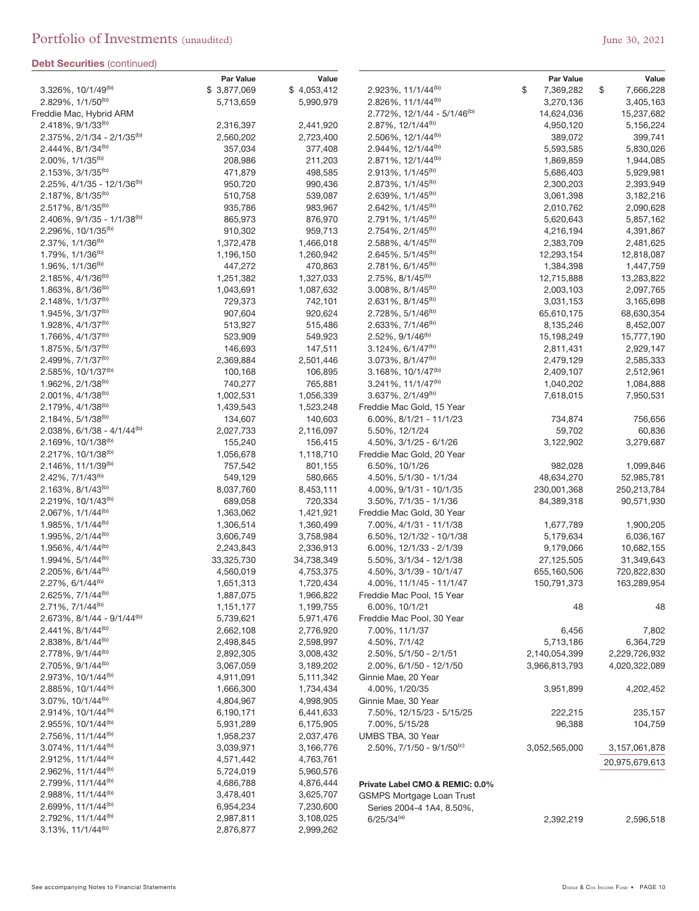## Debt Securities (continued)

| | Par Value | Value |
|---|---|---|
| 3.326%, 10/1/49[(b)] | $ 3,877,069 | $ 4,053,412 |
| 2.829%, 1/1/50[(b)] | 5,713,659 | 5,990,979 |
| Freddie Mac, Hybrid ARM | | |
| 2.418%, 9/1/33[(b)] | 2,316,397 | 2,441,920 |
| 2.375%, 2/1/34 - 2/1/35[(b)] | 2,560,202 | 2,723,400 |
| 2.444%, 8/1/34[(b)] | 357,034 | 377,408 |
| 2.00%, 1/1/35[(b)] | 208,986 | 211,203 |
| 2.153%, 3/1/35[(b)] | 471,879 | 498,585 |
| 2.25%, 4/1/35 - 12/1/36[(b)] | 950,720 | 990,436 |
| 2.187%, 8/1/35[(b)] | 510,758 | 539,087 |
| 2.517%, 8/1/35[(b)] | 935,786 | 983,967 |
| 2.406%, 9/1/35 - 1/1/38[(b)] | 865,973 | 876,970 |
| 2.296%, 10/1/35[(b)] | 910,302 | 959,713 |
| 2.37%, 1/1/36[(b)] | 1,372,478 | 1,466,018 |
| 1.79%, 1/1/36[(b)] | 1,196,150 | 1,260,942 |
| 1.96%, 1/1/36[(b)] | 447,272 | 470,863 |
| 2.185%, 4/1/36[(b)] | 1,251,382 | 1,327,033 |
| 1.863%, 8/1/36[(b)] | 1,043,691 | 1,087,632 |
| 2.148%, 1/1/37[(b)] | 729,373 | 742,101 |
| 1.945%, 3/1/37[(b)] | 907,604 | 920,624 |
| 1.928%, 4/1/37[(b)] | 513,927 | 515,486 |
| 1.766%, 4/1/37[(b)] | 523,909 | 549,923 |
| 1.875%, 5/1/37[(b)] | 146,693 | 147,511 |
| 2.499%, 7/1/37[(b)] | 2,369,884 | 2,501,446 |
| 2.585%, 10/1/37[(b)] | 100,168 | 106,895 |
| 1.962%, 2/1/38[(b)] | 740,277 | 765,881 |
| 2.001%, 4/1/38[(b)] | 1,002,531 | 1,056,339 |
| 2.179%, 4/1/38[(b)] | 1,439,543 | 1,523,248 |
| 2.184%, 5/1/38[(b)] | 134,607 | 140,603 |
| 2.038%, 6/1/38 - 4/1/44[(b)] | 2,027,733 | 2,116,097 |
| 2.169%, 10/1/38[(b)] | 155,240 | 156,415 |
| 2.217%, 10/1/38[(b)] | 1,056,678 | 1,118,710 |
| 2.146%, 11/1/39[(b)] | 757,542 | 801,155 |
| 2.42%, 7/1/43[(b)] | 549,129 | 580,665 |
| 2.163%, 8/1/43[(b)] | 8,037,760 | 8,453,111 |
| 2.219%, 10/1/43[(b)] | 689,058 | 720,334 |
| 2.067%, 1/1/44[(b)] | 1,363,062 | 1,421,921 |
| 1.985%, 1/1/44[(b)] | 1,306,514 | 1,360,499 |
| 1.995%, 2/1/44[(b)] | 3,606,749 | 3,758,984 |
| 1.956%, 4/1/44[(b)] | 2,243,843 | 2,336,913 |
| 1.994%, 5/1/44[(b)] | 33,325,730 | 34,738,349 |
| 2.205%, 6/1/44[(b)] | 4,560,019 | 4,753,375 |
| 2.27%, 6/1/44[(b)] | 1,651,313 | 1,720,434 |
| 2.625%, 7/1/44[(b)] | 1,887,075 | 1,966,822 |
| 2.71%, 7/1/44[(b)] | 1,151,177 | 1,199,755 |
| 2.673%, 8/1/44 - 9/1/44[(b)] | 5,739,621 | 5,971,476 |
| 2.441%, 8/1/44[(b)] | 2,662,108 | 2,776,920 |
| 2.838%, 8/1/44[(b)] | 2,498,845 | 2,598,997 |
| 2.778%, 9/1/44[(b)] | 2,892,305 | 3,008,432 |
| 2.705%, 9/1/44[(b)] | 3,067,059 | 3,189,202 |
| 2.973%, 10/1/44[(b)] | 4,911,091 | 5,111,342 |
| 2.885%, 10/1/44[(b)] | 1,666,300 | 1,734,434 |
| 3.07%, 10/1/44[(b)] | 4,804,967 | 4,998,905 |
| 2.914%, 10/1/44[(b)] | 6,190,171 | 6,441,633 |
| 2.955%, 10/1/44[(b)] | 5,931,289 | 6,175,905 |
| 2.756%, 11/1/44[(b)] | 1,958,237 | 2,037,476 |
| 3.074%, 11/1/44[(b)] | 3,039,971 | 3,166,776 |
| 2.912%, 11/1/44[(b)] | 4,571,442 | 4,763,761 |
| 2.962%, 11/1/44[(b)] | 5,724,019 | 5,960,576 |
| 2.799%, 11/1/44[(b)] | 4,686,788 | 4,876,444 |
| 2.988%, 11/1/44[(b)] | 3,478,401 | 3,625,707 |
| 2.699%, 11/1/44[(b)] | 6,954,234 | 7,230,600 |
| 2.792%, 11/1/44[(b)] | 2,987,811 | 3,108,025 |
| 3.13%, 11/1/44[(b)] | 2,876,877 | 2,999,262 |
| 2.923%, 11/1/44[(b)] | $ 7,369,282 | $ 7,666,228 |
| 2.826%, 11/1/44[(b)] | 3,270,136 | 3,405,163 |
| 2.772%, 12/1/44 - 5/1/46[(b)] | 14,624,036 | 15,237,682 |
| 2.87%, 12/1/44[(b)] | 4,950,120 | 5,156,224 |
| 2.506%, 12/1/44[(b)] | 389,072 | 399,741 |
| 2.944%, 12/1/44[(b)] | 5,593,585 | 5,830,026 |
| 2.871%, 12/1/44[(b)] | 1,869,859 | 1,944,085 |
| 2.913%, 1/1/45[(b)] | 5,686,403 | 5,929,981 |
| 2.873%, 1/1/45[(b)] | 2,300,203 | 2,393,949 |
| 2.639%, 1/1/45[(b)] | 3,061,398 | 3,182,216 |
| 2.642%, 1/1/45[(b)] | 2,010,762 | 2,090,628 |
| 2.791%, 1/1/45[(b)] | 5,620,643 | 5,857,162 |
| 2.754%, 2/1/45[(b)] | 4,216,194 | 4,391,867 |
| 2.588%, 4/1/45[(b)] | 2,383,709 | 2,481,625 |
| 2.645%, 5/1/45[(b)] | 12,293,154 | 12,818,087 |
| 2.781%, 6/1/45[(b)] | 1,384,398 | 1,447,759 |
| 2.75%, 8/1/45[(b)] | 12,715,888 | 13,283,822 |
| 3.008%, 8/1/45[(b)] | 2,003,103 | 2,097,765 |
| 2.631%, 8/1/45[(b)] | 3,031,153 | 3,165,698 |
| 2.728%, 5/1/46[(b)] | 65,610,175 | 68,630,354 |
| 2.633%, 7/1/46[(b)] | 8,135,246 | 8,452,007 |
| 2.52%, 9/1/46[(b)] | 15,198,249 | 15,777,190 |
| 3.124%, 6/1/47[(b)] | 2,811,431 | 2,929,147 |
| 3.073%, 8/1/47[(b)] | 2,479,129 | 2,585,333 |
| 3.168%, 10/1/47[(b)] | 2,409,107 | 2,512,961 |
| 3.241%, 11/1/47[(b)] | 1,040,202 | 1,084,888 |
| 3.637%, 2/1/49[(b)] | 7,618,015 | 7,950,531 |
| Freddie Mac Gold, 15 Year | | |
| 6.00%, 8/1/21 - 11/1/23 | 734,874 | 756,656 |
| 5.50%, 12/1/24 | 59,702 | 60,836 |
| 4.50%, 3/1/25 - 6/1/26 | 3,122,902 | 3,279,687 |
| Freddie Mac Gold, 20 Year | | |
| 6.50%, 10/1/26 | 982,028 | 1,099,846 |
| 4.50%, 5/1/30 - 1/1/34 | 48,634,270 | 52,985,781 |
| 4.00%, 9/1/31 - 10/1/35 | 230,001,368 | 250,213,784 |
| 3.50%, 7/1/35 - 1/1/36 | 84,389,318 | 90,571,930 |
| Freddie Mac Gold, 30 Year | | |
| 7.00%, 4/1/31 - 11/1/38 | 1,677,789 | 1,900,205 |
| 6.50%, 12/1/32 - 10/1/38 | 5,179,634 | 6,036,167 |
| 6.00%, 12/1/33 - 2/1/39 | 9,179,066 | 10,682,155 |
| 5.50%, 3/1/34 - 12/1/38 | 27,125,505 | 31,349,643 |
| 4.50%, 3/1/39 - 10/1/47 | 655,160,506 | 720,822,830 |
| 4.00%, 11/1/45 - 11/1/47 | 150,791,373 | 163,289,954 |
| Freddie Mac Pool, 15 Year | | |
| 6.00%, 10/1/21 | 48 | 48 |
| Freddie Mac Pool, 30 Year | | |
| 7.00%, 11/1/37 | 6,456 | 7,802 |
| 4.50%, 7/1/42 | 5,713,186 | 6,364,729 |
| 2.50%, 5/1/50 - 2/1/51 | 2,140,054,399 | 2,229,726,932 |
| 2.00%, 6/1/50 - 12/1/50 | 3,966,813,793 | 4,020,322,089 |
| Ginnie Mae, 20 Year | | |
| 4.00%, 1/20/35 | 3,951,899 | 4,202,452 |
| Ginnie Mae, 30 Year | | |
| 7.50%, 12/15/23 - 5/15/25 | 222,215 | 235,157 |
| 7.00%, 5/15/28 | 96,388 | 104,759 |
| UMBS TBA, 30 Year | | |
| 2.50%, 7/1/50 - 9/1/50[(c)] | 3,052,565,000 | 3,157,061,878 |
| | | 20,975,679,613 |
| **Private Label CMO & REMIC: 0.0%** | | |
| GSMPS Mortgage Loan Trust Series 2004-4 1A4, 8.50%, 6/25/34[(a)] | 2,392,219 | 2,596,518 |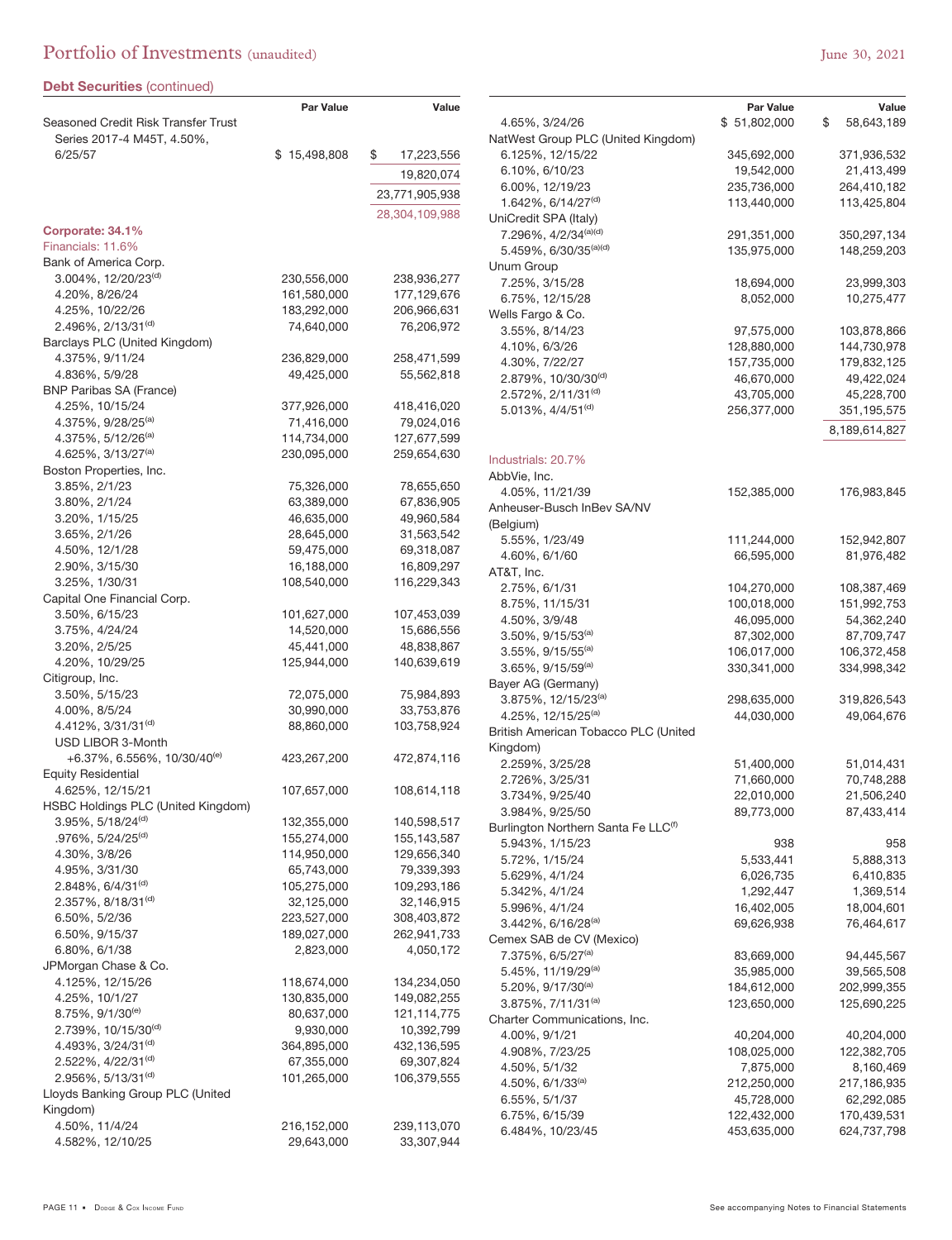# Portfolio of Investments (unaudited)

June 30, 2021

## Debt Securities (continued)

| | Par Value | Value |
|---|---|---|
| Seasoned Credit Risk Transfer Trust Series 2017-4 M45T, 4.50%, 6/25/57 | $ 15,498,808 | $ 17,223,556 |
| | | 19,820,074 |
| | | 23,771,905,938 |
| | | 28,304,109,988 |
| **Corporate: 34.1%** | | |
| Financials: 11.6% | | |
| Bank of America Corp. | | |
| 3.004%, 12/20/23[d] | 230,556,000 | 238,936,277 |
| 4.20%, 8/26/24 | 161,580,000 | 177,129,676 |
| 4.25%, 10/22/26 | 183,292,000 | 206,966,631 |
| 2.496%, 2/13/31[d] | 74,640,000 | 76,206,972 |
| Barclays PLC (United Kingdom) | | |
| 4.375%, 9/11/24 | 236,829,000 | 258,471,599 |
| 4.836%, 5/9/28 | 49,425,000 | 55,562,818 |
| BNP Paribas SA (France) | | |
| 4.25%, 10/15/24 | 377,926,000 | 418,416,020 |
| 4.375%, 9/28/25[a] | 71,416,000 | 79,024,016 |
| 4.375%, 5/12/26[a] | 114,734,000 | 127,677,599 |
| 4.625%, 3/13/27[a] | 230,095,000 | 259,654,630 |
| Boston Properties, Inc. | | |
| 3.85%, 2/1/23 | 75,326,000 | 78,655,650 |
| 3.80%, 2/1/24 | 63,389,000 | 67,836,905 |
| 3.20%, 1/15/25 | 46,635,000 | 49,960,584 |
| 3.65%, 2/1/26 | 28,645,000 | 31,563,542 |
| 4.50%, 12/1/28 | 59,475,000 | 69,318,087 |
| 2.90%, 3/15/30 | 16,188,000 | 16,809,297 |
| 3.25%, 1/30/31 | 108,540,000 | 116,229,343 |
| Capital One Financial Corp. | | |
| 3.50%, 6/15/23 | 101,627,000 | 107,453,039 |
| 3.75%, 4/24/24 | 14,520,000 | 15,686,556 |
| 3.20%, 2/5/25 | 45,441,000 | 48,838,867 |
| 4.20%, 10/29/25 | 125,944,000 | 140,639,619 |
| Citigroup, Inc. | | |
| 3.50%, 5/15/23 | 72,075,000 | 75,984,893 |
| 4.00%, 8/5/24 | 30,990,000 | 33,753,876 |
| 4.412%, 3/31/31[d] | 88,860,000 | 103,758,924 |
| USD LIBOR 3-Month +6.37%, 6.556%, 10/30/40[e] | 423,267,200 | 472,874,116 |
| Equity Residential | | |
| 4.625%, 12/15/21 | 107,657,000 | 108,614,118 |
| HSBC Holdings PLC (United Kingdom) | | |
| 3.95%, 5/18/24[d] | 132,355,000 | 140,598,517 |
| .976%, 5/24/25[d] | 155,274,000 | 155,143,587 |
| 4.30%, 3/8/26 | 114,950,000 | 129,656,340 |
| 4.95%, 3/31/30 | 65,743,000 | 79,339,393 |
| 2.848%, 6/4/31[d] | 105,275,000 | 109,293,186 |
| 2.357%, 8/18/31[d] | 32,125,000 | 32,146,915 |
| 6.50%, 5/2/36 | 223,527,000 | 308,403,872 |
| 6.50%, 9/15/37 | 189,027,000 | 262,941,733 |
| 6.80%, 6/1/38 | 2,823,000 | 4,050,172 |
| JPMorgan Chase & Co. | | |
| 4.125%, 12/15/26 | 118,674,000 | 134,234,050 |
| 4.25%, 10/1/27 | 130,835,000 | 149,082,255 |
| 8.75%, 9/1/30[e] | 80,637,000 | 121,114,775 |
| 2.739%, 10/15/30[d] | 9,930,000 | 10,392,799 |
| 4.493%, 3/24/31[d] | 364,895,000 | 432,136,595 |
| 2.522%, 4/22/31[d] | 67,355,000 | 69,307,824 |
| 2.956%, 5/13/31[d] | 101,265,000 | 106,379,555 |
| Lloyds Banking Group PLC (United Kingdom) | | |
| 4.50%, 11/4/24 | 216,152,000 | 239,113,070 |
| 4.582%, 12/10/25 | 29,643,000 | 33,307,944 |
| 4.65%, 3/24/26 | $ 51,802,000 | $ 58,643,189 |
| NatWest Group PLC (United Kingdom) | | |
| 6.125%, 12/15/22 | 345,692,000 | 371,936,532 |
| 6.10%, 6/10/23 | 19,542,000 | 21,413,499 |
| 6.00%, 12/19/23 | 235,736,000 | 264,410,182 |
| 1.642%, 6/14/27[d] | 113,440,000 | 113,425,804 |
| UniCredit SPA (Italy) | | |
| 7.296%, 4/2/34[a][d] | 291,351,000 | 350,297,134 |
| 5.459%, 6/30/35[a][d] | 135,975,000 | 148,259,203 |
| Unum Group | | |
| 7.25%, 3/15/28 | 18,694,000 | 23,999,303 |
| 6.75%, 12/15/28 | 8,052,000 | 10,275,477 |
| Wells Fargo & Co. | | |
| 3.55%, 8/14/23 | 97,575,000 | 103,878,866 |
| 4.10%, 6/3/26 | 128,880,000 | 144,730,978 |
| 4.30%, 7/22/27 | 157,735,000 | 179,832,125 |
| 2.879%, 10/30/30[d] | 46,670,000 | 49,422,024 |
| 2.572%, 2/11/31[d] | 43,705,000 | 45,228,700 |
| 5.013%, 4/4/51[d] | 256,377,000 | 351,195,575 |
| | | 8,189,614,827 |
| Industrials: 20.7% | | |
| AbbVie, Inc. | | |
| 4.05%, 11/21/39 | 152,385,000 | 176,983,845 |
| Anheuser-Busch InBev SA/NV (Belgium) | | |
| 5.55%, 1/23/49 | 111,244,000 | 152,942,807 |
| 4.60%, 6/1/60 | 66,595,000 | 81,976,482 |
| AT&T, Inc. | | |
| 2.75%, 6/1/31 | 104,270,000 | 108,387,469 |
| 8.75%, 11/15/31 | 100,018,000 | 151,992,753 |
| 4.50%, 3/9/48 | 46,095,000 | 54,362,240 |
| 3.50%, 9/15/53[a] | 87,302,000 | 87,709,747 |
| 3.55%, 9/15/55[a] | 106,017,000 | 106,372,458 |
| 3.65%, 9/15/59[a] | 330,341,000 | 334,998,342 |
| Bayer AG (Germany) | | |
| 3.875%, 12/15/23[a] | 298,635,000 | 319,826,543 |
| 4.25%, 12/15/25[a] | 44,030,000 | 49,064,676 |
| British American Tobacco PLC (United Kingdom) | | |
| 2.259%, 3/25/28 | 51,400,000 | 51,014,431 |
| 2.726%, 3/25/31 | 71,660,000 | 70,748,288 |
| 3.734%, 9/25/40 | 22,010,000 | 21,506,240 |
| 3.984%, 9/25/50 | 89,773,000 | 87,433,414 |
| Burlington Northern Santa Fe LLC[f] | | |
| 5.943%, 1/15/23 | 938 | 958 |
| 5.72%, 1/15/24 | 5,533,441 | 5,888,313 |
| 5.629%, 4/1/24 | 6,026,735 | 6,410,835 |
| 5.342%, 4/1/24 | 1,292,447 | 1,369,514 |
| 5.996%, 4/1/24 | 16,402,005 | 18,004,601 |
| 3.442%, 6/16/28[a] | 69,626,938 | 76,464,617 |
| Cemex SAB de CV (Mexico) | | |
| 7.375%, 6/5/27[a] | 83,669,000 | 94,445,567 |
| 5.45%, 11/19/29[a] | 35,985,000 | 39,565,508 |
| 5.20%, 9/17/30[a] | 184,612,000 | 202,999,355 |
| 3.875%, 7/11/31[a] | 123,650,000 | 125,690,225 |
| Charter Communications, Inc. | | |
| 4.00%, 9/1/21 | 40,204,000 | 40,204,000 |
| 4.908%, 7/23/25 | 108,025,000 | 122,382,705 |
| 4.50%, 5/1/32 | 7,875,000 | 8,160,469 |
| 4.50%, 6/1/33[a] | 212,250,000 | 217,186,935 |
| 6.55%, 5/1/37 | 45,728,000 | 62,292,085 |
| 6.75%, 6/15/39 | 122,432,000 | 170,439,531 |
| 6.484%, 10/23/45 | 453,635,000 | 624,737,798 |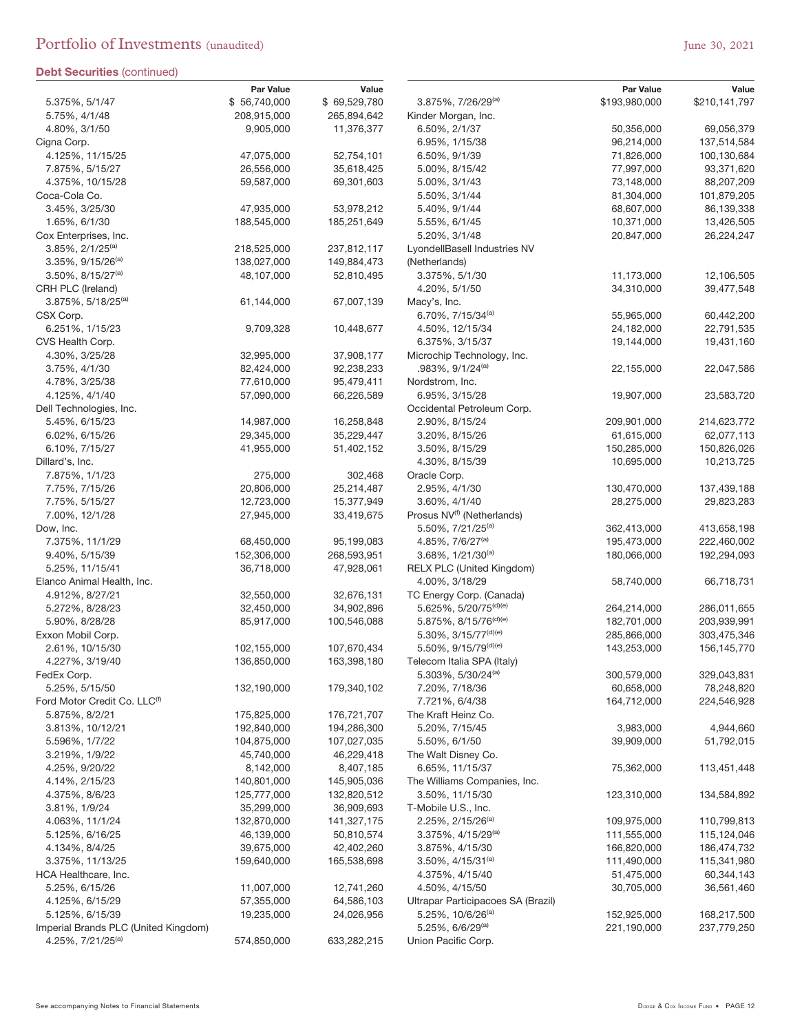**Debt Securities** (continued)

| | Par Value | Value |
|---|---|---|
| 5.375%, 5/1/47 | $ 56,740,000 | $ 69,529,780 |
| 5.75%, 4/1/48 | 208,915,000 | 265,894,642 |
| 4.80%, 3/1/50 | 9,905,000 | 11,376,377 |
| Cigna Corp. | | |
| 4.125%, 11/15/25 | 47,075,000 | 52,754,101 |
| 7.875%, 5/15/27 | 26,556,000 | 35,618,425 |
| 4.375%, 10/15/28 | 59,587,000 | 69,301,603 |
| Coca-Cola Co. | | |
| 3.45%, 3/25/30 | 47,935,000 | 53,978,212 |
| 1.65%, 6/1/30 | 188,545,000 | 185,251,649 |
| Cox Enterprises, Inc. | | |
| 3.85%, 2/1/25[(a)] | 218,525,000 | 237,812,117 |
| 3.35%, 9/15/26[(a)] | 138,027,000 | 149,884,473 |
| 3.50%, 8/15/27[(a)] | 48,107,000 | 52,810,495 |
| CRH PLC (Ireland) | | |
| 3.875%, 5/18/25[(a)] | 61,144,000 | 67,007,139 |
| CSX Corp. | | |
| 6.251%, 1/15/23 | 9,709,328 | 10,448,677 |
| CVS Health Corp. | | |
| 4.30%, 3/25/28 | 32,995,000 | 37,908,177 |
| 3.75%, 4/1/30 | 82,424,000 | 92,238,233 |
| 4.78%, 3/25/38 | 77,610,000 | 95,479,411 |
| 4.125%, 4/1/40 | 57,090,000 | 66,226,589 |
| Dell Technologies, Inc. | | |
| 5.45%, 6/15/23 | 14,987,000 | 16,258,848 |
| 6.02%, 6/15/26 | 29,345,000 | 35,229,447 |
| 6.10%, 7/15/27 | 41,955,000 | 51,402,152 |
| Dillard's, Inc. | | |
| 7.875%, 1/1/23 | 275,000 | 302,468 |
| 7.75%, 7/15/26 | 20,806,000 | 25,214,487 |
| 7.75%, 5/15/27 | 12,723,000 | 15,377,949 |
| 7.00%, 12/1/28 | 27,945,000 | 33,419,675 |
| Dow, Inc. | | |
| 7.375%, 11/1/29 | 68,450,000 | 95,199,083 |
| 9.40%, 5/15/39 | 152,306,000 | 268,593,951 |
| 5.25%, 11/15/41 | 36,718,000 | 47,928,061 |
| Elanco Animal Health, Inc. | | |
| 4.912%, 8/27/21 | 32,550,000 | 32,676,131 |
| 5.272%, 8/28/23 | 32,450,000 | 34,902,896 |
| 5.90%, 8/28/28 | 85,917,000 | 100,546,088 |
| Exxon Mobil Corp. | | |
| 2.61%, 10/15/30 | 102,155,000 | 107,670,434 |
| 4.227%, 3/19/40 | 136,850,000 | 163,398,180 |
| FedEx Corp. | | |
| 5.25%, 5/15/50 | 132,190,000 | 179,340,102 |
| Ford Motor Credit Co. LLC[(f)] | | |
| 5.875%, 8/2/21 | 175,825,000 | 176,721,707 |
| 3.813%, 10/12/21 | 192,840,000 | 194,286,300 |
| 5.596%, 1/7/22 | 104,875,000 | 107,027,035 |
| 3.219%, 1/9/22 | 45,740,000 | 46,229,418 |
| 4.25%, 9/20/22 | 8,142,000 | 8,407,185 |
| 4.14%, 2/15/23 | 140,801,000 | 145,905,036 |
| 4.375%, 8/6/23 | 125,777,000 | 132,820,512 |
| 3.81%, 1/9/24 | 35,299,000 | 36,909,693 |
| 4.063%, 11/1/24 | 132,870,000 | 141,327,175 |
| 5.125%, 6/16/25 | 46,139,000 | 50,810,574 |
| 4.134%, 8/4/25 | 39,675,000 | 42,402,260 |
| 3.375%, 11/13/25 | 159,640,000 | 165,538,698 |
| HCA Healthcare, Inc. | | |
| 5.25%, 6/15/26 | 11,007,000 | 12,741,260 |
| 4.125%, 6/15/29 | 57,355,000 | 64,586,103 |
| 5.125%, 6/15/39 | 19,235,000 | 24,026,956 |
| Imperial Brands PLC (United Kingdom) | | |
| 4.25%, 7/21/25[(a)] | 574,850,000 | 633,282,215 |
| 3.875%, 7/26/29[(a)] | $193,980,000 | $210,141,797 |
| Kinder Morgan, Inc. | | |
| 6.50%, 2/1/37 | 50,356,000 | 69,056,379 |
| 6.95%, 1/15/38 | 96,214,000 | 137,514,584 |
| 6.50%, 9/1/39 | 71,826,000 | 100,130,684 |
| 5.00%, 8/15/42 | 77,997,000 | 93,371,620 |
| 5.00%, 3/1/43 | 73,148,000 | 88,207,209 |
| 5.50%, 3/1/44 | 81,304,000 | 101,879,205 |
| 5.40%, 9/1/44 | 68,607,000 | 86,139,338 |
| 5.55%, 6/1/45 | 10,371,000 | 13,426,505 |
| 5.20%, 3/1/48 | 20,847,000 | 26,224,247 |
| LyondellBasell Industries NV (Netherlands) | | |
| 3.375%, 5/1/30 | 11,173,000 | 12,106,505 |
| 4.20%, 5/1/50 | 34,310,000 | 39,477,548 |
| Macy's, Inc. | | |
| 6.70%, 7/15/34[(a)] | 55,965,000 | 60,442,200 |
| 4.50%, 12/15/34 | 24,182,000 | 22,791,535 |
| 6.375%, 3/15/37 | 19,144,000 | 19,431,160 |
| Microchip Technology, Inc. | | |
| .983%, 9/1/24[(a)] | 22,155,000 | 22,047,586 |
| Nordstrom, Inc. | | |
| 6.95%, 3/15/28 | 19,907,000 | 23,583,720 |
| Occidental Petroleum Corp. | | |
| 2.90%, 8/15/24 | 209,901,000 | 214,623,772 |
| 3.20%, 8/15/26 | 61,615,000 | 62,077,113 |
| 3.50%, 8/15/29 | 150,285,000 | 150,826,026 |
| 4.30%, 8/15/39 | 10,695,000 | 10,213,725 |
| Oracle Corp. | | |
| 2.95%, 4/1/30 | 130,470,000 | 137,439,188 |
| 3.60%, 4/1/40 | 28,275,000 | 29,823,283 |
| Prosus NV[(f)] (Netherlands) | | |
| 5.50%, 7/21/25[(a)] | 362,413,000 | 413,658,198 |
| 4.85%, 7/6/27[(a)] | 195,473,000 | 222,460,002 |
| 3.68%, 1/21/30[(a)] | 180,066,000 | 192,294,093 |
| RELX PLC (United Kingdom) | | |
| 4.00%, 3/18/29 | 58,740,000 | 66,718,731 |
| TC Energy Corp. (Canada) | | |
| 5.625%, 5/20/75[(d)(e)] | 264,214,000 | 286,011,655 |
| 5.875%, 8/15/76[(d)(e)] | 182,701,000 | 203,939,991 |
| 5.30%, 3/15/77[(d)(e)] | 285,866,000 | 303,475,346 |
| 5.50%, 9/15/79[(d)(e)] | 143,253,000 | 156,145,770 |
| Telecom Italia SPA (Italy) | | |
| 5.303%, 5/30/24[(a)] | 300,579,000 | 329,043,831 |
| 7.20%, 7/18/36 | 60,658,000 | 78,248,820 |
| 7.721%, 6/4/38 | 164,712,000 | 224,546,928 |
| The Kraft Heinz Co. | | |
| 5.20%, 7/15/45 | 3,983,000 | 4,944,660 |
| 5.50%, 6/1/50 | 39,909,000 | 51,792,015 |
| The Walt Disney Co. | | |
| 6.65%, 11/15/37 | 75,362,000 | 113,451,448 |
| The Williams Companies, Inc. | | |
| 3.50%, 11/15/30 | 123,310,000 | 134,584,892 |
| T-Mobile U.S., Inc. | | |
| 2.25%, 2/15/26[(a)] | 109,975,000 | 110,799,813 |
| 3.375%, 4/15/29[(a)] | 111,555,000 | 115,124,046 |
| 3.875%, 4/15/30 | 166,820,000 | 186,474,732 |
| 3.50%, 4/15/31[(a)] | 111,490,000 | 115,341,980 |
| 4.375%, 4/15/40 | 51,475,000 | 60,344,143 |
| 4.50%, 4/15/50 | 30,705,000 | 36,561,460 |
| Ultrapar Participacoes SA (Brazil) | | |
| 5.25%, 10/6/26[(a)] | 152,925,000 | 168,217,500 |
| 5.25%, 6/6/29[(a)] | 221,190,000 | 237,779,250 |
| Union Pacific Corp. | | |

See accompanying Notes to Financial Statements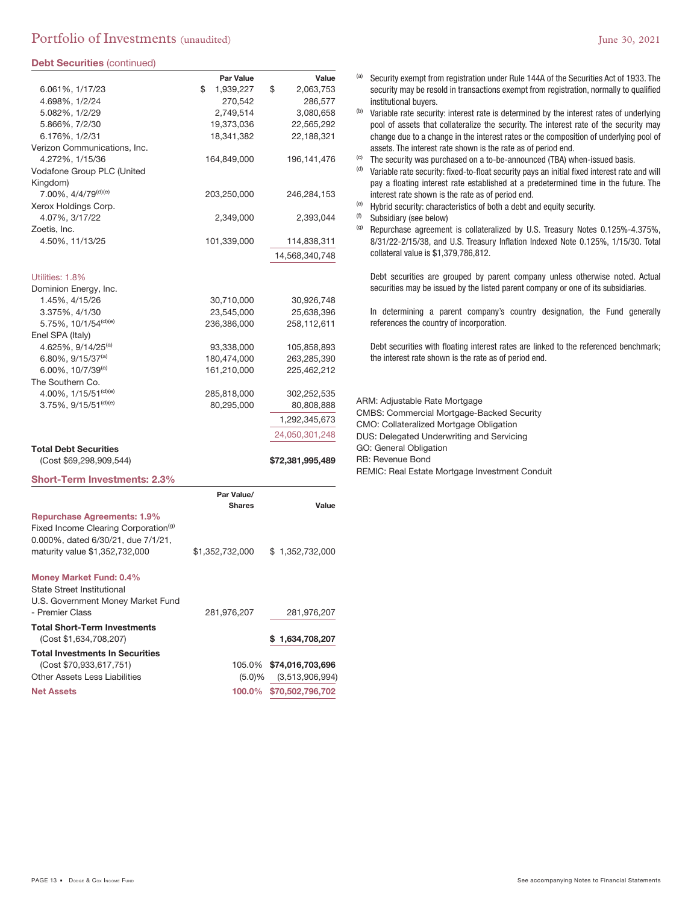**Debt Securities** (continued)

| | Par Value | Value |
|---|---|---|
| 6.061%, 1/17/23 | $ 1,939,227 | $ 2,063,753 |
| 4.698%, 1/2/24 | 270,542 | 286,577 |
| 5.082%, 1/2/29 | 2,749,514 | 3,080,658 |
| 5.866%, 7/2/30 | 19,373,036 | 22,565,292 |
| 6.176%, 1/2/31 | 18,341,382 | 22,188,321 |
| Verizon Communications, Inc. | | |
| 4.272%, 1/15/36 | 164,849,000 | 196,141,476 |
| Vodafone Group PLC (United Kingdom) | | |
| 7.00%, 4/4/79[(d)(e)] | 203,250,000 | 246,284,153 |
| Xerox Holdings Corp. | | |
| 4.07%, 3/17/22 | 2,349,000 | 2,393,044 |
| Zoetis, Inc. | | |
| 4.50%, 11/13/25 | 101,339,000 | 114,838,311 |
| | | 14,568,340,748 |
| **Utilities: 1.8%** | | |
| Dominion Energy, Inc. | | |
| 1.45%, 4/15/26 | 30,710,000 | 30,926,748 |
| 3.375%, 4/1/30 | 23,545,000 | 25,638,396 |
| 5.75%, 10/1/54[(d)(e)] | 236,386,000 | 258,112,611 |
| Enel SPA (Italy) | | |
| 4.625%, 9/14/25[(a)] | 93,338,000 | 105,858,893 |
| 6.80%, 9/15/37[(a)] | 180,474,000 | 263,285,390 |
| 6.00%, 10/7/39[(a)] | 161,210,000 | 225,462,212 |
| The Southern Co. | | |
| 4.00%, 1/15/51[(d)(e)] | 285,818,000 | 302,252,535 |
| 3.75%, 9/15/51[(d)(e)] | 80,295,000 | 80,808,888 |
| | | 1,292,345,673 |
| | | 24,050,301,248 |
| **Total Debt Securities** (Cost $69,298,909,544) | | **$72,381,995,489** |

**Short-Term Investments: 2.3%**

| | Par Value/ Shares | Value |
|---|---|---|
| **Repurchase Agreements: 1.9%** | | |
| Fixed Income Clearing Corporation[(g)] 0.000%, dated 6/30/21, due 7/1/21, maturity value $1,352,732,000 | $1,352,732,000 | $ 1,352,732,000 |
| **Money Market Fund: 0.4%** | | |
| State Street Institutional U.S. Government Money Market Fund - Premier Class | 281,976,207 | 281,976,207 |
| **Total Short-Term Investments** (Cost $1,634,708,207) | | **$ 1,634,708,207** |
| **Total Investments In Securities** (Cost $70,933,617,751) | 105.0% | **$74,016,703,696** |
| Other Assets Less Liabilities | (5.0)% | (3,513,906,994) |
| **Net Assets** | **100.0%** | **$70,502,796,702** |

(a) Security exempt from registration under Rule 144A of the Securities Act of 1933. The security may be resold in transactions exempt from registration, normally to qualified institutional buyers.

(b) Variable rate security: interest rate is determined by the interest rates of underlying pool of assets that collateralize the security. The interest rate of the security may change due to a change in the interest rates or the composition of underlying pool of assets. The interest rate shown is the rate as of period end.

(c) The security was purchased on a to-be-announced (TBA) when-issued basis.

(d) Variable rate security: fixed-to-float security pays an initial fixed interest rate and will pay a floating interest rate established at a predetermined time in the future. The interest rate shown is the rate as of period end.

(e) Hybrid security: characteristics of both a debt and equity security.

(f) Subsidiary (see below)

(g) Repurchase agreement is collateralized by U.S. Treasury Notes 0.125%-4.375%, 8/31/22-2/15/38, and U.S. Treasury Inflation Indexed Note 0.125%, 1/15/30. Total collateral value is $1,379,786,812.

Debt securities are grouped by parent company unless otherwise noted. Actual securities may be issued by the listed parent company or one of its subsidiaries.

In determining a parent company's country designation, the Fund generally references the country of incorporation.

Debt securities with floating interest rates are linked to the referenced benchmark; the interest rate shown is the rate as of period end.

ARM: Adjustable Rate Mortgage
CMBS: Commercial Mortgage-Backed Security
CMO: Collateralized Mortgage Obligation
DUS: Delegated Underwriting and Servicing
GO: General Obligation
RB: Revenue Bond
REMIC: Real Estate Mortgage Investment Conduit

See accompanying Notes to Financial Statements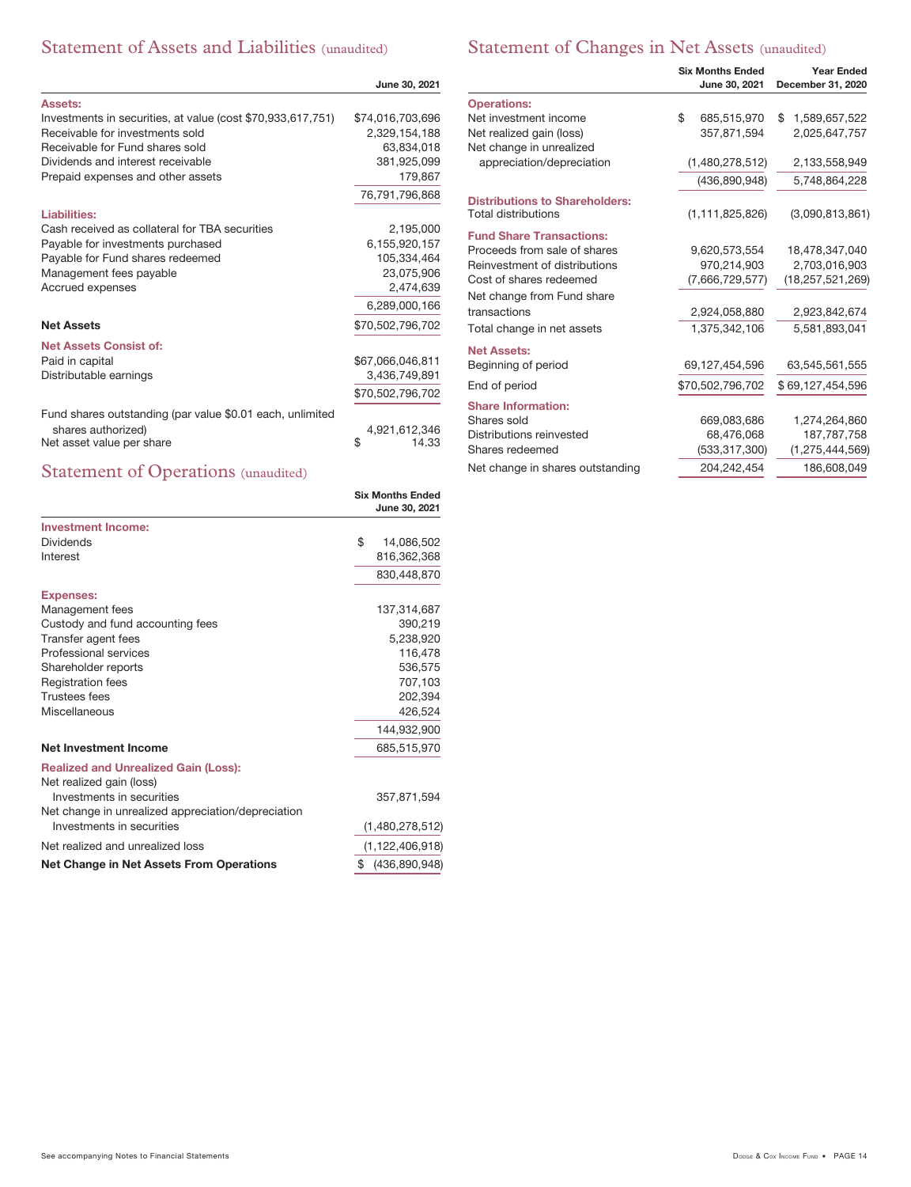## Statement of Assets and Liabilities (unaudited)

| | June 30, 2021 |
|---|---|
| **Assets:** | |
| Investments in securities, at value (cost $70,933,617,751) | $74,016,703,696 |
| Receivable for investments sold | 2,329,154,188 |
| Receivable for Fund shares sold | 63,834,018 |
| Dividends and interest receivable | 381,925,099 |
| Prepaid expenses and other assets | 179,867 |
| | 76,791,796,868 |
| **Liabilities:** | |
| Cash received as collateral for TBA securities | 2,195,000 |
| Payable for investments purchased | 6,155,920,157 |
| Payable for Fund shares redeemed | 105,334,464 |
| Management fees payable | 23,075,906 |
| Accrued expenses | 2,474,639 |
| | 6,289,000,166 |
| **Net Assets** | $70,502,796,702 |
| **Net Assets Consist of:** | |
| Paid in capital | $67,066,046,811 |
| Distributable earnings | 3,436,749,891 |
| | $70,502,796,702 |
| Fund shares outstanding (par value $0.01 each, unlimited shares authorized) | 4,921,612,346 |
| Net asset value per share | $ 14.33 |

## Statement of Operations (unaudited)

| | Six Months Ended June 30, 2021 |
|---|---|
| **Investment Income:** | |
| Dividends | $ 14,086,502 |
| Interest | 816,362,368 |
| | 830,448,870 |
| **Expenses:** | |
| Management fees | 137,314,687 |
| Custody and fund accounting fees | 390,219 |
| Transfer agent fees | 5,238,920 |
| Professional services | 116,478 |
| Shareholder reports | 536,575 |
| Registration fees | 707,103 |
| Trustees fees | 202,394 |
| Miscellaneous | 426,524 |
| | 144,932,900 |
| **Net Investment Income** | 685,515,970 |
| **Realized and Unrealized Gain (Loss):** | |
| Net realized gain (loss) | |
| Investments in securities | 357,871,594 |
| Net change in unrealized appreciation/depreciation | |
| Investments in securities | (1,480,278,512) |
| Net realized and unrealized loss | (1,122,406,918) |
| **Net Change in Net Assets From Operations** | $ (436,890,948) |

## Statement of Changes in Net Assets (unaudited)

| | Six Months Ended June 30, 2021 | Year Ended December 31, 2020 |
|---|---|---|
| **Operations:** | | |
| Net investment income | $ 685,515,970 | $ 1,589,657,522 |
| Net realized gain (loss) | 357,871,594 | 2,025,647,757 |
| Net change in unrealized appreciation/depreciation | (1,480,278,512) | 2,133,558,949 |
| | (436,890,948) | 5,748,864,228 |
| **Distributions to Shareholders:** | | |
| Total distributions | (1,111,825,826) | (3,090,813,861) |
| **Fund Share Transactions:** | | |
| Proceeds from sale of shares | 9,620,573,554 | 18,478,347,040 |
| Reinvestment of distributions | 970,214,903 | 2,703,016,903 |
| Cost of shares redeemed | (7,666,729,577) | (18,257,521,269) |
| Net change from Fund share transactions | 2,924,058,880 | 2,923,842,674 |
| Total change in net assets | 1,375,342,106 | 5,581,893,041 |
| **Net Assets:** | | |
| Beginning of period | 69,127,454,596 | 63,545,561,555 |
| End of period | $70,502,796,702 | $ 69,127,454,596 |
| **Share Information:** | | |
| Shares sold | 669,083,686 | 1,274,264,860 |
| Distributions reinvested | 68,476,068 | 187,787,758 |
| Shares redeemed | (533,317,300) | (1,275,444,569) |
| Net change in shares outstanding | 204,242,454 | 186,608,049 |

See accompanying Notes to Financial Statements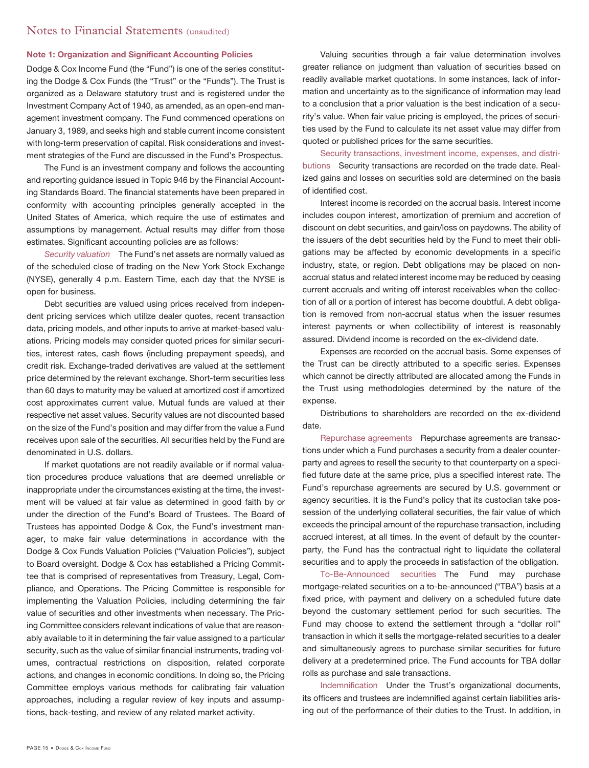# Notes to Financial Statements (unaudited)

### Note 1: Organization and Significant Accounting Policies

Dodge & Cox Income Fund (the "Fund") is one of the series constituting the Dodge & Cox Funds (the "Trust" or the "Funds"). The Trust is organized as a Delaware statutory trust and is registered under the Investment Company Act of 1940, as amended, as an open-end management investment company. The Fund commenced operations on January 3, 1989, and seeks high and stable current income consistent with long-term preservation of capital. Risk considerations and investment strategies of the Fund are discussed in the Fund's Prospectus.

The Fund is an investment company and follows the accounting and reporting guidance issued in Topic 946 by the Financial Accounting Standards Board. The financial statements have been prepared in conformity with accounting principles generally accepted in the United States of America, which require the use of estimates and assumptions by management. Actual results may differ from those estimates. Significant accounting policies are as follows:

*Security valuation* The Fund's net assets are normally valued as of the scheduled close of trading on the New York Stock Exchange (NYSE), generally 4 p.m. Eastern Time, each day that the NYSE is open for business.

Debt securities are valued using prices received from independent pricing services which utilize dealer quotes, recent transaction data, pricing models, and other inputs to arrive at market-based valuations. Pricing models may consider quoted prices for similar securities, interest rates, cash flows (including prepayment speeds), and credit risk. Exchange-traded derivatives are valued at the settlement price determined by the relevant exchange. Short-term securities less than 60 days to maturity may be valued at amortized cost if amortized cost approximates current value. Mutual funds are valued at their respective net asset values. Security values are not discounted based on the size of the Fund's position and may differ from the value a Fund receives upon sale of the securities. All securities held by the Fund are denominated in U.S. dollars.

If market quotations are not readily available or if normal valuation procedures produce valuations that are deemed unreliable or inappropriate under the circumstances existing at the time, the investment will be valued at fair value as determined in good faith by or under the direction of the Fund's Board of Trustees. The Board of Trustees has appointed Dodge & Cox, the Fund's investment manager, to make fair value determinations in accordance with the Dodge & Cox Funds Valuation Policies ("Valuation Policies"), subject to Board oversight. Dodge & Cox has established a Pricing Committee that is comprised of representatives from Treasury, Legal, Compliance, and Operations. The Pricing Committee is responsible for implementing the Valuation Policies, including determining the fair value of securities and other investments when necessary. The Pricing Committee considers relevant indications of value that are reasonably available to it in determining the fair value assigned to a particular security, such as the value of similar financial instruments, trading volumes, contractual restrictions on disposition, related corporate actions, and changes in economic conditions. In doing so, the Pricing Committee employs various methods for calibrating fair valuation approaches, including a regular review of key inputs and assumptions, back-testing, and review of any related market activity.

Valuing securities through a fair value determination involves greater reliance on judgment than valuation of securities based on readily available market quotations. In some instances, lack of information and uncertainty as to the significance of information may lead to a conclusion that a prior valuation is the best indication of a security's value. When fair value pricing is employed, the prices of securities used by the Fund to calculate its net asset value may differ from quoted or published prices for the same securities.

*Security transactions, investment income, expenses, and distributions* Security transactions are recorded on the trade date. Realized gains and losses on securities sold are determined on the basis of identified cost.

Interest income is recorded on the accrual basis. Interest income includes coupon interest, amortization of premium and accretion of discount on debt securities, and gain/loss on paydowns. The ability of the issuers of the debt securities held by the Fund to meet their obligations may be affected by economic developments in a specific industry, state, or region. Debt obligations may be placed on non-accrual status and related interest income may be reduced by ceasing current accruals and writing off interest receivables when the collection of all or a portion of interest has become doubtful. A debt obligation is removed from non-accrual status when the issuer resumes interest payments or when collectibility of interest is reasonably assured. Dividend income is recorded on the ex-dividend date.

Expenses are recorded on the accrual basis. Some expenses of the Trust can be directly attributed to a specific series. Expenses which cannot be directly attributed are allocated among the Funds in the Trust using methodologies determined by the nature of the expense.

Distributions to shareholders are recorded on the ex-dividend date.

*Repurchase agreements* Repurchase agreements are transactions under which a Fund purchases a security from a dealer counterparty and agrees to resell the security to that counterparty on a specified future date at the same price, plus a specified interest rate. The Fund's repurchase agreements are secured by U.S. government or agency securities. It is the Fund's policy that its custodian take possession of the underlying collateral securities, the fair value of which exceeds the principal amount of the repurchase transaction, including accrued interest, at all times. In the event of default by the counterparty, the Fund has the contractual right to liquidate the collateral securities and to apply the proceeds in satisfaction of the obligation.

*To-Be-Announced securities* The Fund may purchase mortgage-related securities on a to-be-announced ("TBA") basis at a fixed price, with payment and delivery on a scheduled future date beyond the customary settlement period for such securities. The Fund may choose to extend the settlement through a "dollar roll" transaction in which it sells the mortgage-related securities to a dealer and simultaneously agrees to purchase similar securities for future delivery at a predetermined price. The Fund accounts for TBA dollar rolls as purchase and sale transactions.

*Indemnification* Under the Trust's organizational documents, its officers and trustees are indemnified against certain liabilities arising out of the performance of their duties to the Trust. In addition, in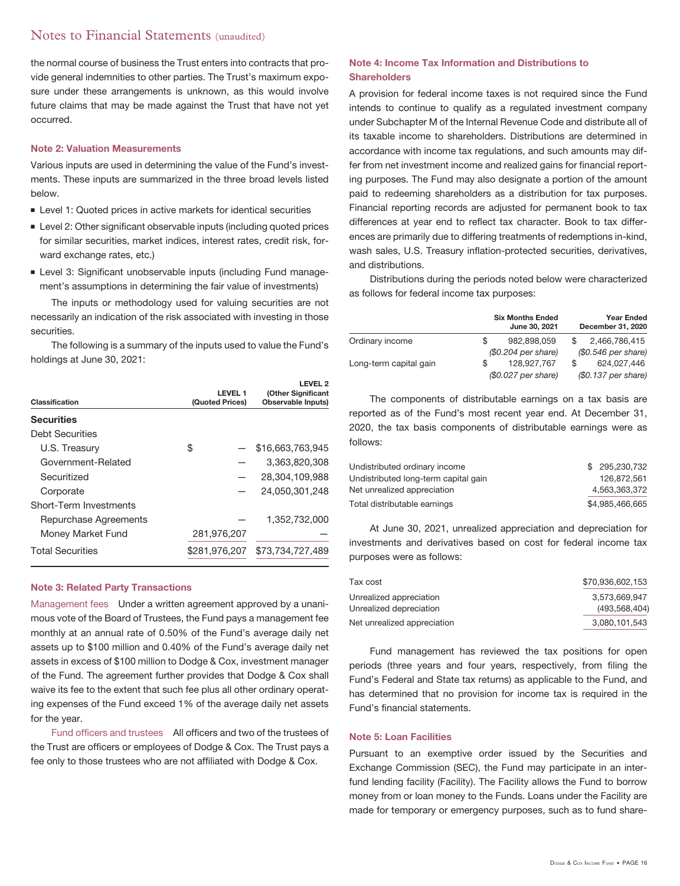the normal course of business the Trust enters into contracts that provide general indemnities to other parties. The Trust's maximum exposure under these arrangements is unknown, as this would involve future claims that may be made against the Trust that have not yet occurred.

### Note 2: Valuation Measurements

Various inputs are used in determining the value of the Fund's investments. These inputs are summarized in the three broad levels listed below.

- Level 1: Quoted prices in active markets for identical securities
- Level 2: Other significant observable inputs (including quoted prices for similar securities, market indices, interest rates, credit risk, forward exchange rates, etc.)
- Level 3: Significant unobservable inputs (including Fund management's assumptions in determining the fair value of investments)

The inputs or methodology used for valuing securities are not necessarily an indication of the risk associated with investing in those securities.

The following is a summary of the inputs used to value the Fund's holdings at June 30, 2021:

| Classification | LEVEL 1 (Quoted Prices) | LEVEL 2 (Other Significant Observable Inputs) |
|---|---|---|
| **Securities** | | |
| Debt Securities | | |
| U.S. Treasury | $ — | $16,663,763,945 |
| Government-Related | — | 3,363,820,308 |
| Securitized | — | 28,304,109,988 |
| Corporate | — | 24,050,301,248 |
| Short-Term Investments | | |
| Repurchase Agreements | — | 1,352,732,000 |
| Money Market Fund | 281,976,207 | — |
| Total Securities | $281,976,207 | $73,734,727,489 |

### Note 3: Related Party Transactions

Management fees Under a written agreement approved by a unanimous vote of the Board of Trustees, the Fund pays a management fee monthly at an annual rate of 0.50% of the Fund's average daily net assets up to $100 million and 0.40% of the Fund's average daily net assets in excess of $100 million to Dodge & Cox, investment manager of the Fund. The agreement further provides that Dodge & Cox shall waive its fee to the extent that such fee plus all other ordinary operating expenses of the Fund exceed 1% of the average daily net assets for the year.

Fund officers and trustees All officers and two of the trustees of the Trust are officers or employees of Dodge & Cox. The Trust pays a fee only to those trustees who are not affiliated with Dodge & Cox.

### Note 4: Income Tax Information and Distributions to Shareholders

A provision for federal income taxes is not required since the Fund intends to continue to qualify as a regulated investment company under Subchapter M of the Internal Revenue Code and distribute all of its taxable income to shareholders. Distributions are determined in accordance with income tax regulations, and such amounts may differ from net investment income and realized gains for financial reporting purposes. The Fund may also designate a portion of the amount paid to redeeming shareholders as a distribution for tax purposes. Financial reporting records are adjusted for permanent book to tax differences at year end to reflect tax character. Book to tax differences are primarily due to differing treatments of redemptions in-kind, wash sales, U.S. Treasury inflation-protected securities, derivatives, and distributions.

Distributions during the periods noted below were characterized as follows for federal income tax purposes:

| | Six Months Ended June 30, 2021 | Year Ended December 31, 2020 |
|---|---|---|
| Ordinary income | $ 982,898,059 | $ 2,466,786,415 |
| | *($0.204 per share)* | *($0.546 per share)* |
| Long-term capital gain | $ 128,927,767 | $ 624,027,446 |
| | *($0.027 per share)* | *($0.137 per share)* |

The components of distributable earnings on a tax basis are reported as of the Fund's most recent year end. At December 31, 2020, the tax basis components of distributable earnings were as follows:

| | |
|---|---|
| Undistributed ordinary income | $ 295,230,732 |
| Undistributed long-term capital gain | 126,872,561 |
| Net unrealized appreciation | 4,563,363,372 |
| Total distributable earnings | $4,985,466,665 |

At June 30, 2021, unrealized appreciation and depreciation for investments and derivatives based on cost for federal income tax purposes were as follows:

| | |
|---|---|
| Tax cost | $70,936,602,153 |
| Unrealized appreciation | 3,573,669,947 |
| Unrealized depreciation | (493,568,404) |
| Net unrealized appreciation | 3,080,101,543 |

Fund management has reviewed the tax positions for open periods (three years and four years, respectively, from filing the Fund's Federal and State tax returns) as applicable to the Fund, and has determined that no provision for income tax is required in the Fund's financial statements.

### Note 5: Loan Facilities

Pursuant to an exemptive order issued by the Securities and Exchange Commission (SEC), the Fund may participate in an interfund lending facility (Facility). The Facility allows the Fund to borrow money from or loan money to the Funds. Loans under the Facility are made for temporary or emergency purposes, such as to fund share-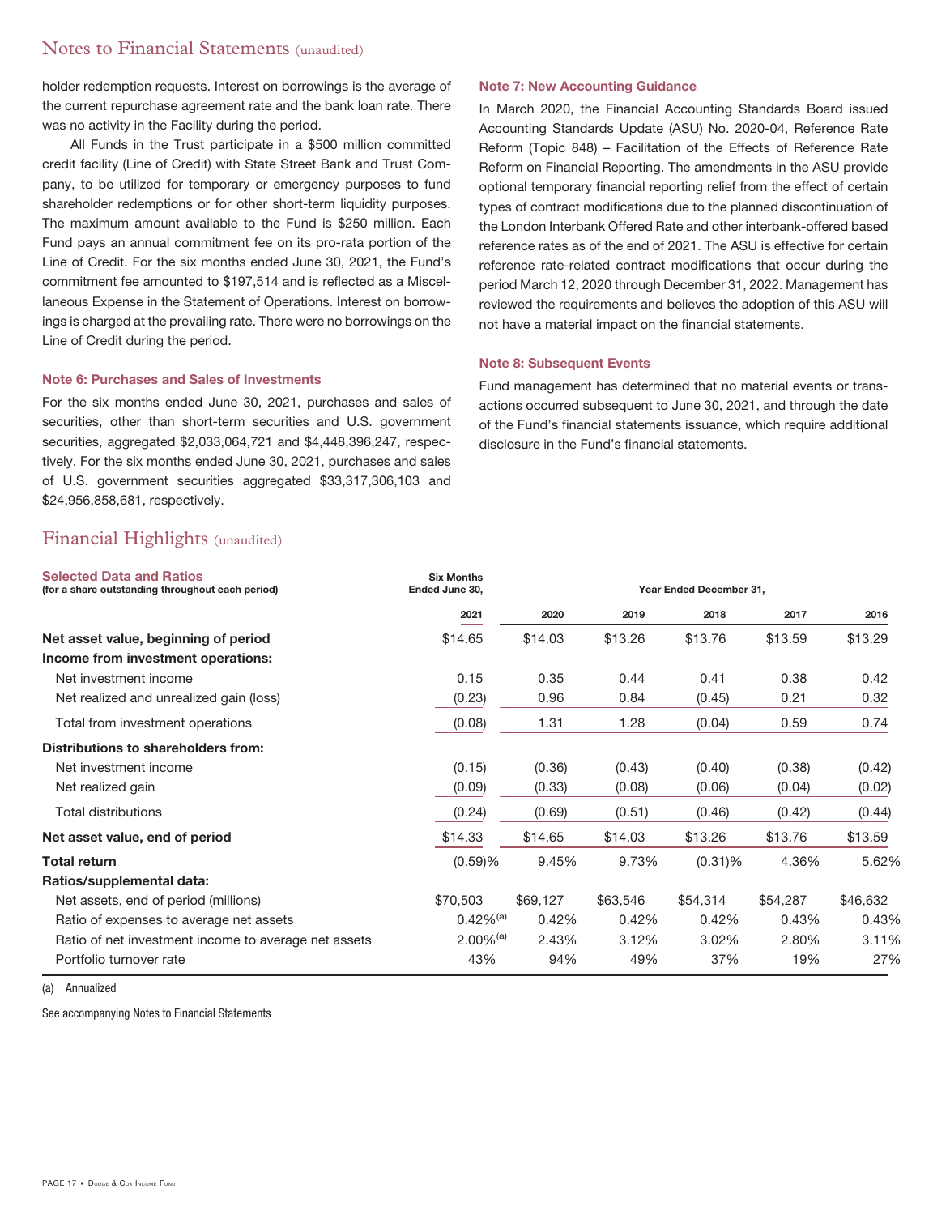holder redemption requests. Interest on borrowings is the average of the current repurchase agreement rate and the bank loan rate. There was no activity in the Facility during the period.

All Funds in the Trust participate in a $500 million committed credit facility (Line of Credit) with State Street Bank and Trust Company, to be utilized for temporary or emergency purposes to fund shareholder redemptions or for other short-term liquidity purposes. The maximum amount available to the Fund is $250 million. Each Fund pays an annual commitment fee on its pro-rata portion of the Line of Credit. For the six months ended June 30, 2021, the Fund's commitment fee amounted to $197,514 and is reflected as a Miscellaneous Expense in the Statement of Operations. Interest on borrowings is charged at the prevailing rate. There were no borrowings on the Line of Credit during the period.

### Note 6: Purchases and Sales of Investments

For the six months ended June 30, 2021, purchases and sales of securities, other than short-term securities and U.S. government securities, aggregated $2,033,064,721 and $4,448,396,247, respectively. For the six months ended June 30, 2021, purchases and sales of U.S. government securities aggregated $33,317,306,103 and $24,956,858,681, respectively.

### Note 7: New Accounting Guidance

In March 2020, the Financial Accounting Standards Board issued Accounting Standards Update (ASU) No. 2020-04, Reference Rate Reform (Topic 848) – Facilitation of the Effects of Reference Rate Reform on Financial Reporting. The amendments in the ASU provide optional temporary financial reporting relief from the effect of certain types of contract modifications due to the planned discontinuation of the London Interbank Offered Rate and other interbank-offered based reference rates as of the end of 2021. The ASU is effective for certain reference rate-related contract modifications that occur during the period March 12, 2020 through December 31, 2022. Management has reviewed the requirements and believes the adoption of this ASU will not have a material impact on the financial statements.

### Note 8: Subsequent Events

Fund management has determined that no material events or transactions occurred subsequent to June 30, 2021, and through the date of the Fund's financial statements issuance, which require additional disclosure in the Fund's financial statements.

## Financial Highlights (unaudited)

| **Selected Data and Ratios** (for a share outstanding throughout each period) | Six Months Ended June 30, 2021 | Year Ended December 31, 2020 | 2019 | 2018 | 2017 | 2016 |
|---|---|---|---|---|---|---|
| **Net asset value, beginning of period** | $14.65 | $14.03 | $13.26 | $13.76 | $13.59 | $13.29 |
| **Income from investment operations:** | | | | | | |
| Net investment income | 0.15 | 0.35 | 0.44 | 0.41 | 0.38 | 0.42 |
| Net realized and unrealized gain (loss) | (0.23) | 0.96 | 0.84 | (0.45) | 0.21 | 0.32 |
| Total from investment operations | (0.08) | 1.31 | 1.28 | (0.04) | 0.59 | 0.74 |
| **Distributions to shareholders from:** | | | | | | |
| Net investment income | (0.15) | (0.36) | (0.43) | (0.40) | (0.38) | (0.42) |
| Net realized gain | (0.09) | (0.33) | (0.08) | (0.06) | (0.04) | (0.02) |
| Total distributions | (0.24) | (0.69) | (0.51) | (0.46) | (0.42) | (0.44) |
| **Net asset value, end of period** | $14.33 | $14.65 | $14.03 | $13.26 | $13.76 | $13.59 |
| **Total return** | (0.59)% | 9.45% | 9.73% | (0.31)% | 4.36% | 5.62% |
| **Ratios/supplemental data:** | | | | | | |
| Net assets, end of period (millions) | $70,503 | $69,127 | $63,546 | $54,314 | $54,287 | $46,632 |
| Ratio of expenses to average net assets | 0.42%[(a)] | 0.42% | 0.42% | 0.42% | 0.43% | 0.43% |
| Ratio of net investment income to average net assets | 2.00%[(a)] | 2.43% | 3.12% | 3.02% | 2.80% | 3.11% |
| Portfolio turnover rate | 43% | 94% | 49% | 37% | 19% | 27% |

(a) Annualized

See accompanying Notes to Financial Statements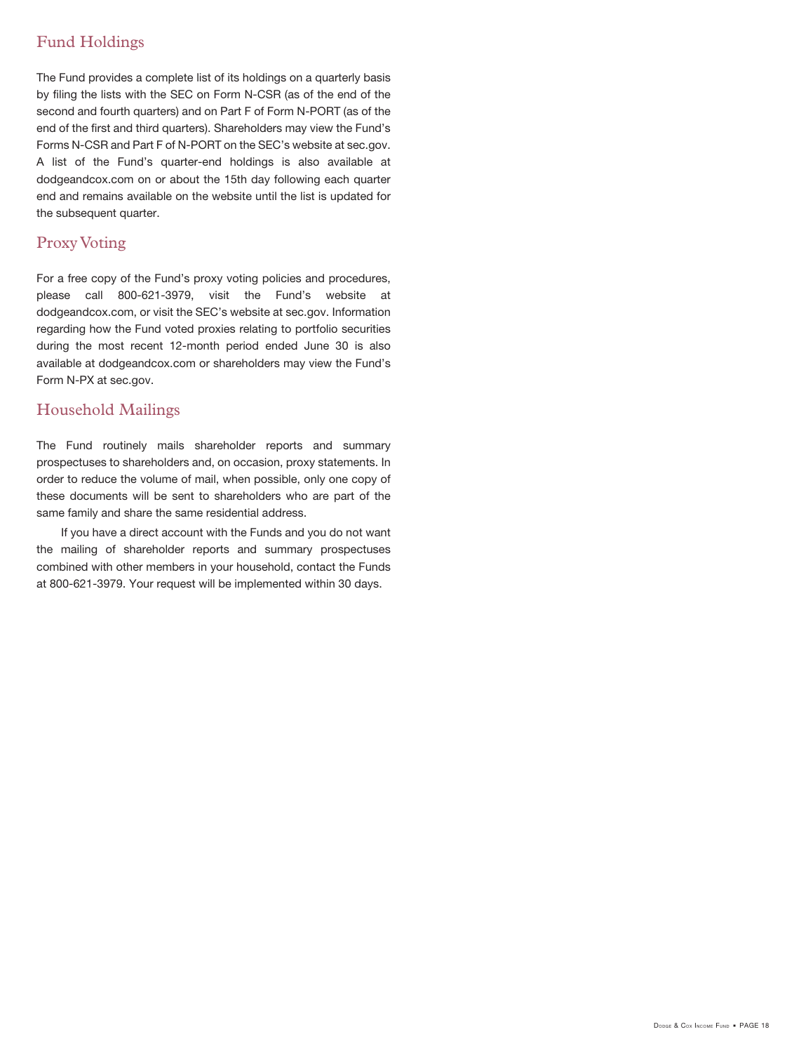## Fund Holdings

The Fund provides a complete list of its holdings on a quarterly basis by filing the lists with the SEC on Form N-CSR (as of the end of the second and fourth quarters) and on Part F of Form N-PORT (as of the end of the first and third quarters). Shareholders may view the Fund's Forms N-CSR and Part F of N-PORT on the SEC's website at sec.gov. A list of the Fund's quarter-end holdings is also available at dodgeandcox.com on or about the 15th day following each quarter end and remains available on the website until the list is updated for the subsequent quarter.

## Proxy Voting

For a free copy of the Fund's proxy voting policies and procedures, please call 800-621-3979, visit the Fund's website at dodgeandcox.com, or visit the SEC's website at sec.gov. Information regarding how the Fund voted proxies relating to portfolio securities during the most recent 12-month period ended June 30 is also available at dodgeandcox.com or shareholders may view the Fund's Form N-PX at sec.gov.

## Household Mailings

The Fund routinely mails shareholder reports and summary prospectuses to shareholders and, on occasion, proxy statements. In order to reduce the volume of mail, when possible, only one copy of these documents will be sent to shareholders who are part of the same family and share the same residential address.

If you have a direct account with the Funds and you do not want the mailing of shareholder reports and summary prospectuses combined with other members in your household, contact the Funds at 800-621-3979. Your request will be implemented within 30 days.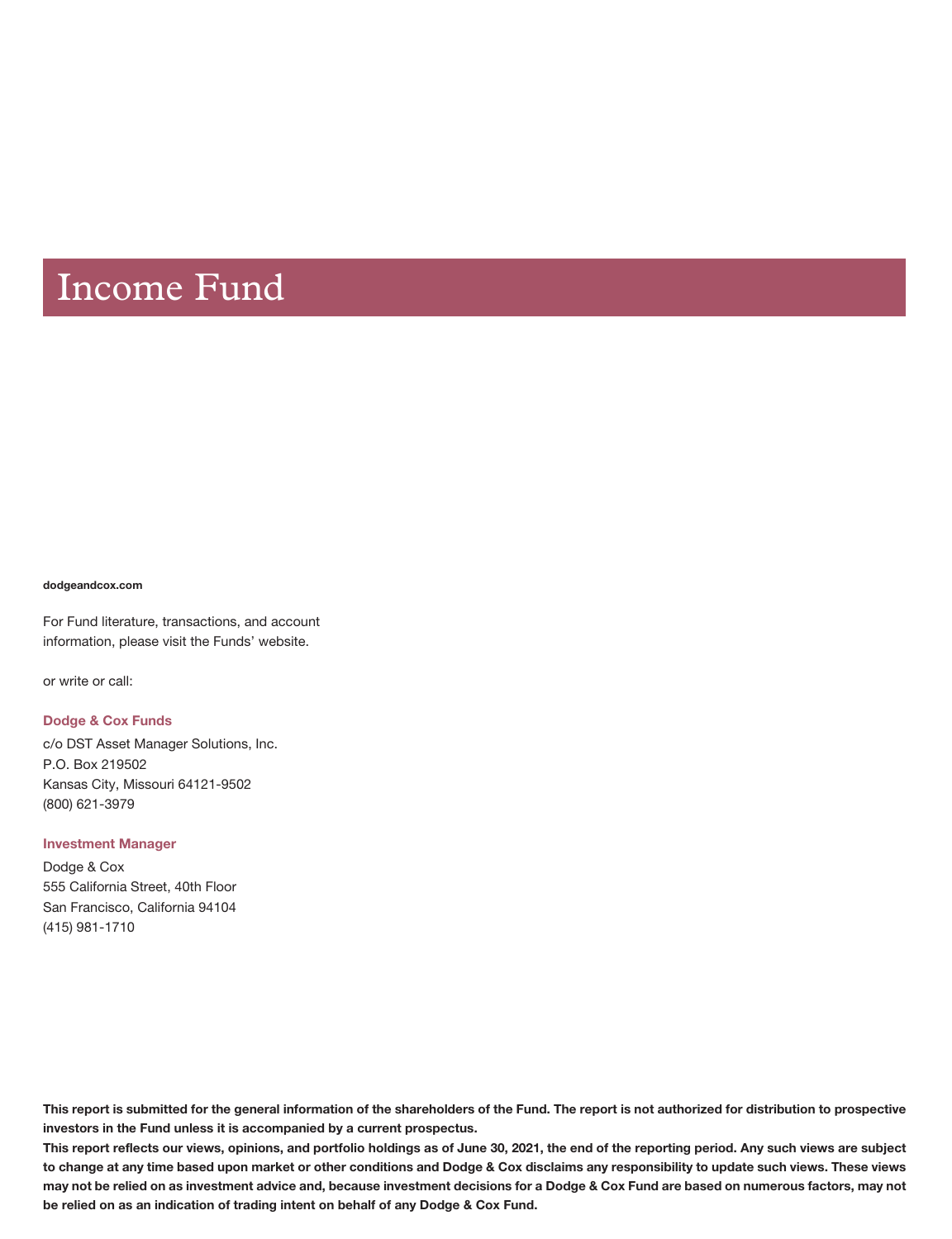# Income Fund

**dodgeandcox.com**

For Fund literature, transactions, and account information, please visit the Funds' website.

or write or call:

**Dodge & Cox Funds**

c/o DST Asset Manager Solutions, Inc.
P.O. Box 219502
Kansas City, Missouri 64121-9502
(800) 621-3979

**Investment Manager**

Dodge & Cox
555 California Street, 40th Floor
San Francisco, California 94104
(415) 981-1710

**This report is submitted for the general information of the shareholders of the Fund. The report is not authorized for distribution to prospective investors in the Fund unless it is accompanied by a current prospectus.**

**This report reflects our views, opinions, and portfolio holdings as of June 30, 2021, the end of the reporting period. Any such views are subject to change at any time based upon market or other conditions and Dodge & Cox disclaims any responsibility to update such views. These views may not be relied on as investment advice and, because investment decisions for a Dodge & Cox Fund are based on numerous factors, may not be relied on as an indication of trading intent on behalf of any Dodge & Cox Fund.**